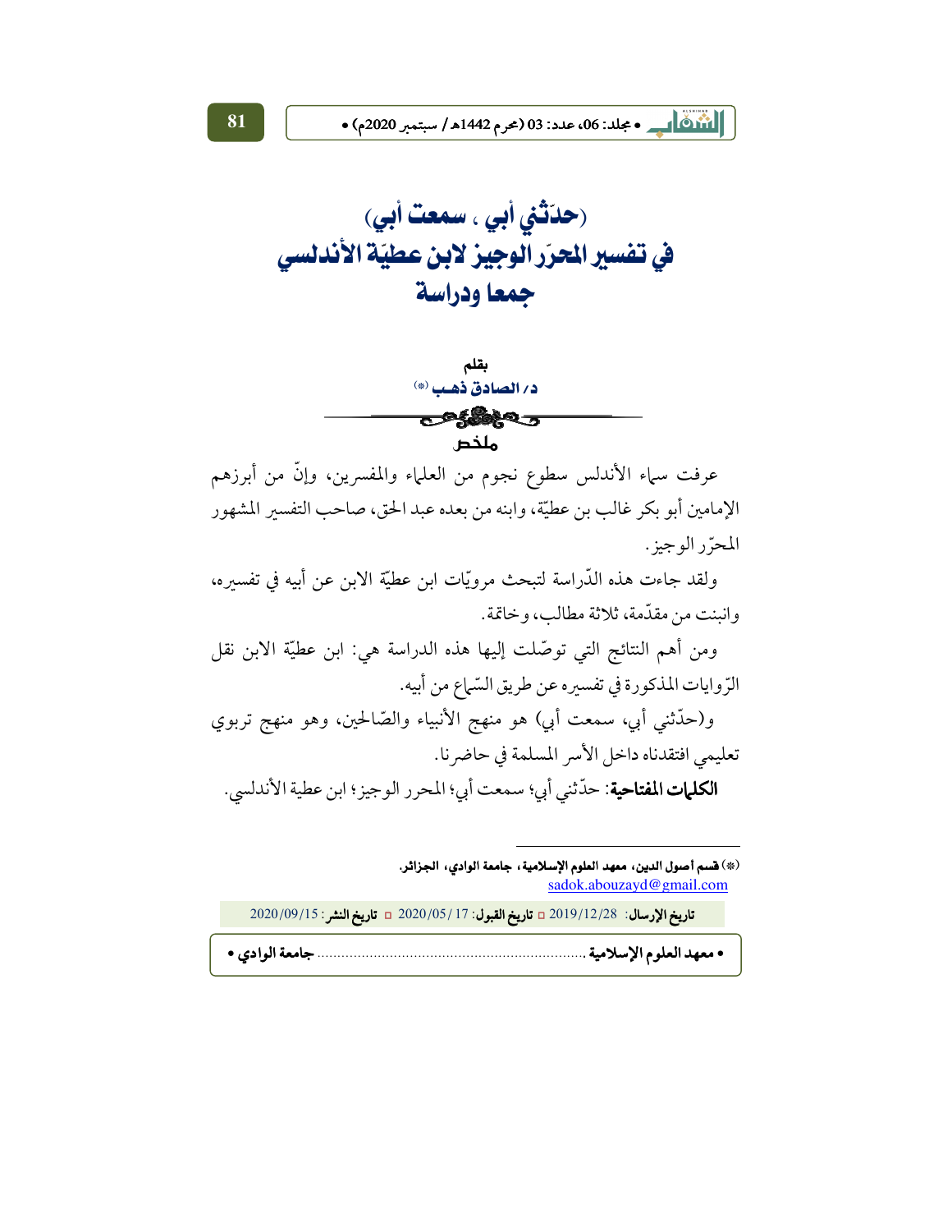# (حدّثني أبي ، سمعت أبي)
# في تفسير المحرّر الوجيز لابن عطيّة الأندلسي
# جمعا ودراسة

بقلم

د/ الصادق ذهب (*)

## ملخص

عرفت سماء الأندلس سطوع نجوم من العلماء والمفسرين، وإنّ من أبرزهم الإمامين أبو بكر غالب بن عطيّة، وابنه من بعده عبد الحق، صاحب التفسير المشهور المحرّر الوجيز.

ولقد جاءت هذه الدّراسة لتبحث مرويّات ابن عطيّة الابن عن أبيه في تفسيره، وانبنت من مقدّمة، ثلاثة مطالب، وخاتمة.

ومن أهم النتائج التي توصّلت إليها هذه الدراسة هي: ابن عطيّة الابن نقل الرّوايات المذكورة في تفسيره عن طريق السّماع من أبيه.

و(حدّثني أبي، سمعت أبي) هو منهج الأنبياء والصّالحين، وهو منهج تربوي تعليمي افتقدناه داخل الأسر المسلمة في حاضرنا.

**الكلمات المفتاحية**: حدّثني أبي؛ سمعت أبي؛ المحرر الوجيز؛ ابن عطية الأندلسي.

---

(*) **قسم أصول الدين، معهد العلوم الإسلامية، جامعة الوادي، الجزائر.**
sadok.abouzayd@gmail.com

**تاريخ الإرسال**: 2019/12/28 ▫ **تاريخ القبول**: 2020/05/17 ▫ **تاريخ النشر**: 2020/09/15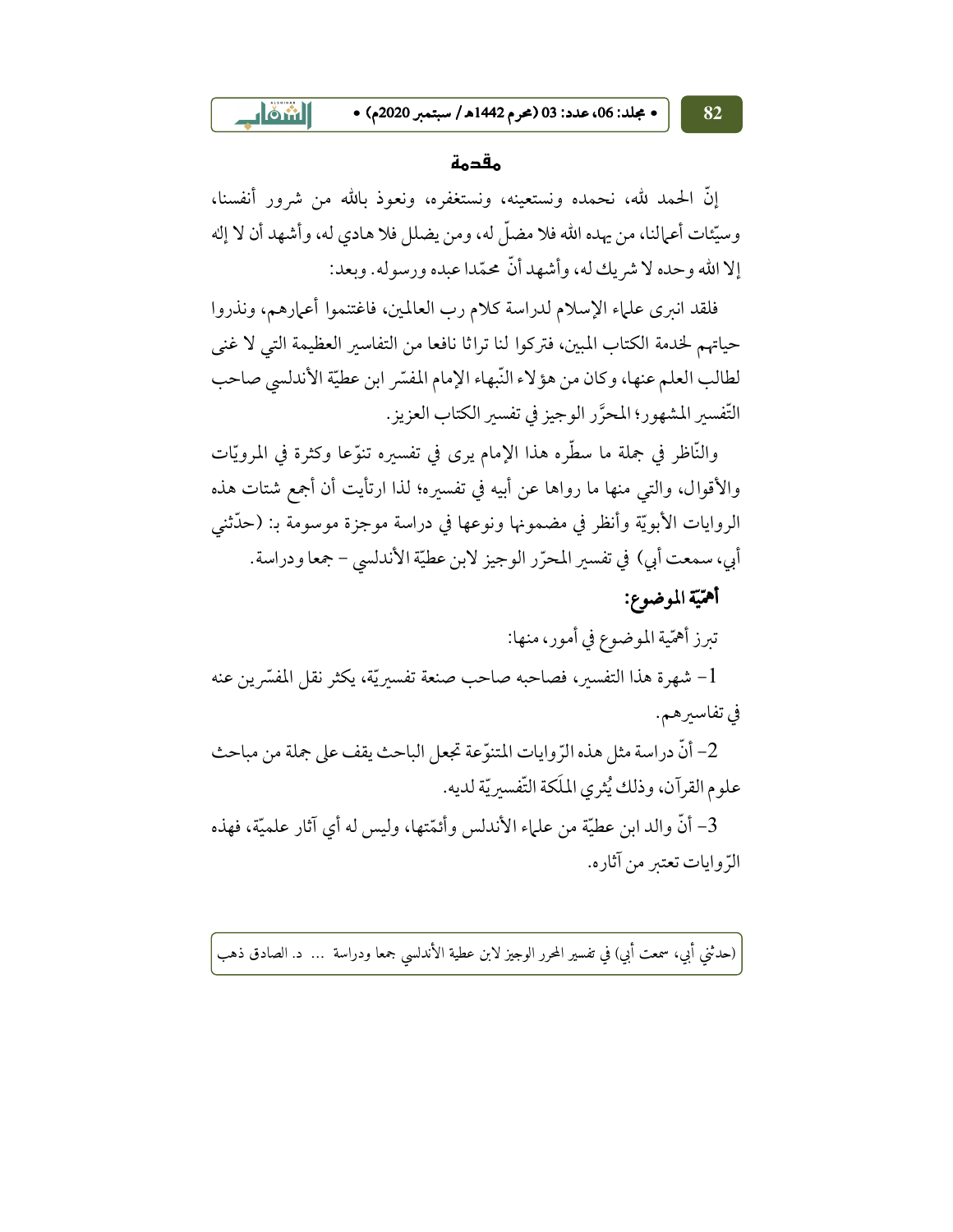## مقدمة

إنّ الحمد لله، نحمده ونستعينه، ونستغفره، ونعوذ بالله من شرور أنفسنا، وسيّئات أعمالنا، من يهده الله فلا مضلّ له، ومن يضلل فلا هادي له، وأشهد أن لا إله إلا الله وحده لا شريك له، وأشهد أنّ محمّدا عبده ورسوله. وبعد:

فلقد انبرى علماء الإسلام لدراسة كلام رب العالمين، فاغتنموا أعمارهم، ونذروا حياتهم لخدمة الكتاب المبين، فتركوا لنا تراثا نافعا من التفاسير العظيمة التي لا غنى لطالب العلم عنها، وكان من هؤلاء النّبهاء الإمام المفسّر ابن عطيّة الأندلسي صاحب التّفسير المشهور؛ المحرَّر الوجيز في تفسير الكتاب العزيز.

والنّاظر في جملة ما سطّره هذا الإمام يرى في تفسيره تنوّعا وكثرة في المرويّات والأقوال، والتي منها ما رواها عن أبيه في تفسيره؛ لذا ارتأيت أن أجمع شتات هذه الروايات الأبويّة وأنظر في مضمونها ونوعها في دراسة موجزة موسومة بـ: (حدّثني أبي، سمعت أبي) في تفسير المحرّر الوجيز لابن عطيّة الأندلسي - جمعا ودراسة.

### أهمّيّة الموضوع:

تبرز أهمّية الموضوع في أمور، منها:

1- شهرة هذا التفسير، فصاحبه صاحب صنعة تفسيريّة، يكثر نقل المفسّرين عنه في تفاسيرهم.

2- أنّ دراسة مثل هذه الرّوايات المتنوّعة تجعل الباحث يقف على جملة من مباحث علوم القرآن، وذلك يُثري الملَكة التّفسيريّة لديه.

3- أنّ والد ابن عطيّة من علماء الأندلس وأئمّتها، وليس له أي آثار علميّة، فهذه الرّوايات تعتبر من آثاره.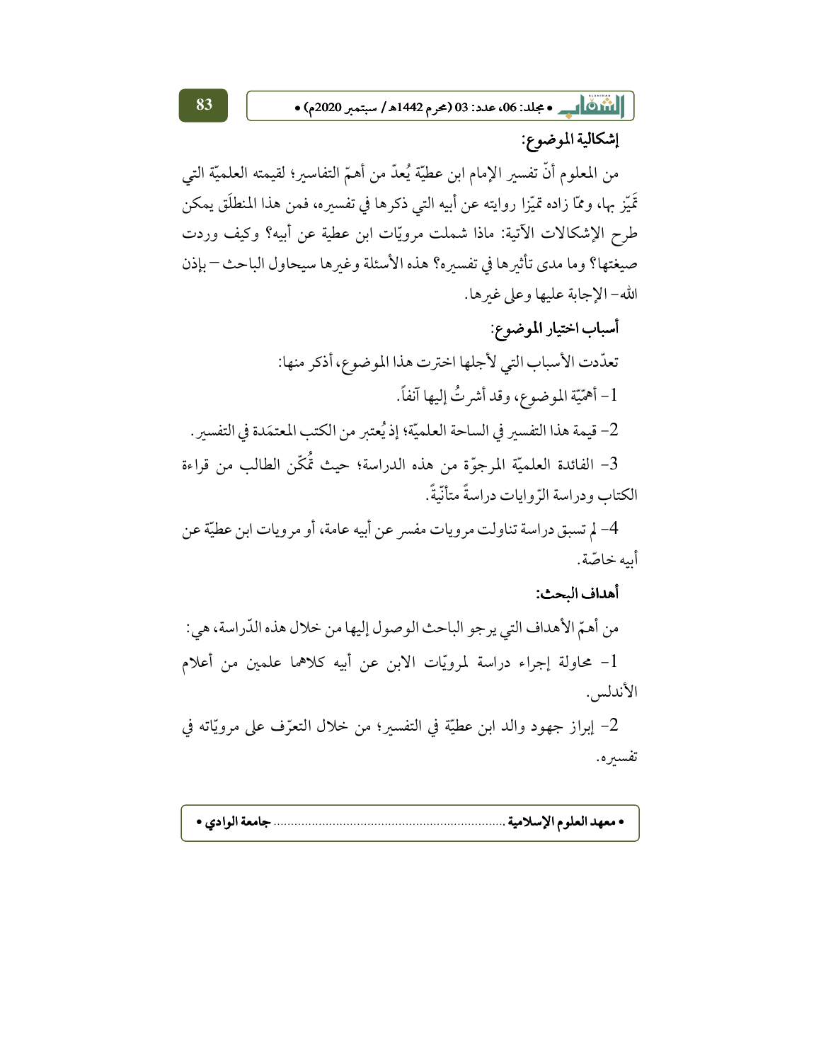### إشكالية الموضوع:

من المعلوم أنّ تفسير الإمام ابن عطيّة يُعدّ من أهمّ التفاسير؛ لقيمته العلميّة التي تَميّز بها، وممّا زاده تميّزا روايته عن أبيه التي ذكرها في تفسيره، فمن هذا المنطلَق يمكن طرح الإشكالات الآتية: ماذا شملت مرويّات ابن عطية عن أبيه؟ وكيف وردت صيغتها؟ وما مدى تأثيرها في تفسيره؟ هذه الأسئلة وغيرها سيحاول الباحث –بإذن الله– الإجابة عليها وعلى غيرها.

### أسباب اختيار الموضوع:

تعدّدت الأسباب التي لأجلها اخترت هذا الموضوع، أذكر منها:

1- أهمّيّة الموضوع، وقد أشرتُ إليها آنفاً.

2- قيمة هذا التفسير في الساحة العلميّة؛ إذ يُعتبر من الكتب المعتمَدة في التفسير.

3- الفائدة العلميّة المرجوّة من هذه الدراسة؛ حيث تُمكّن الطالب من قراءة الكتاب ودراسة الرّوايات دراسةً متأنّيةً.

4- لم تسبق دراسة تناولت مرويات مفسر عن أبيه عامة، أو مرويات ابن عطيّة عن أبيه خاصّة.

### أهداف البحث:

من أهمّ الأهداف التي يرجو الباحث الوصول إليها من خلال هذه الدّراسة، هي:

1- محاولة إجراء دراسة لمرويّات الابن عن أبيه كلاهما علمين من أعلام الأندلس.

2- إبراز جهود والد ابن عطيّة في التفسير؛ من خلال التعرّف على مرويّاته في تفسيره.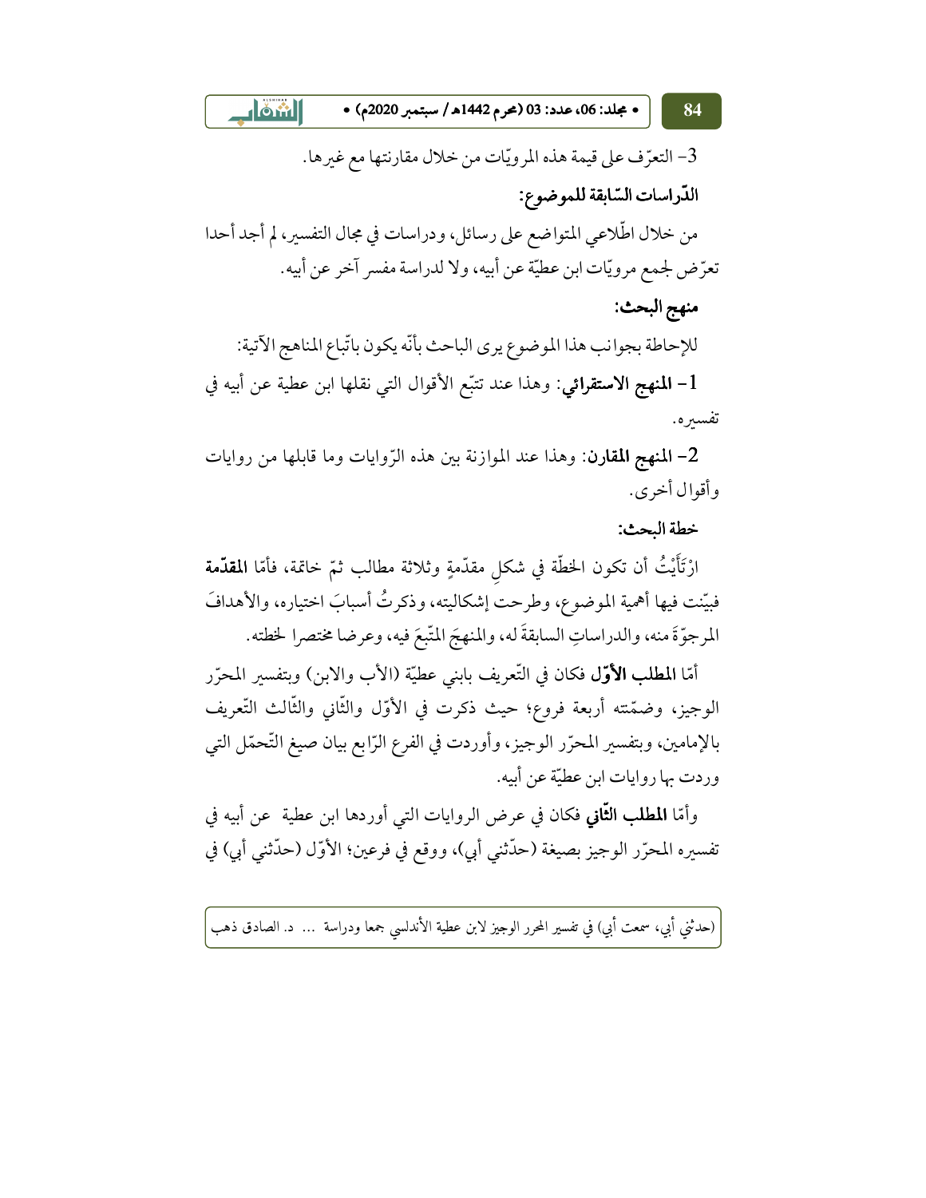3- التعرّف على قيمة هذه المرويّات من خلال مقارنتها مع غيرها.

**الدّراسات السّابقة للموضوع:**

من خلال اطّلاعي المتواضع على رسائل، ودراسات في مجال التفسير، لم أجد أحدا تعرّض لجمع مرويّات ابن عطيّة عن أبيه، ولا لدراسة مفسر آخر عن أبيه.

**منهج البحث:**

للإحاطة بجوانب هذا الموضوع يرى الباحث بأنّه يكون باتّباع المناهج الآتية:

1- **المنهج الاستقرائي**: وهذا عند تتبّع الأقوال التي نقلها ابن عطية عن أبيه في تفسيره.

2- **المنهج المقارن**: وهذا عند الموازنة بين هذه الرّوايات وما قابلها من روايات وأقوال أخرى.

**خطة البحث:**

ارْتَأَيْتُ أن تكون الخطّة في شكلٍ مقدّمةٍ وثلاثة مطالب ثمّ خاتمة، فأمّا **المقدّمة** فبيّنت فيها أهمية الموضوع، وطرحت إشكاليته، وذكرتُ أسبابَ اختياره، والأهدافَ المرجوّةَ منه، والدراساتِ السابقةَ له، والمنهجَ المتّبعَ فيه، وعرضا مختصرا لخطته.

أمّا **المطلب الأوّل** فكان في التّعريف بابني عطيّة (الأب والابن) وبتفسير المحرّر الوجيز، وضمّنته أربعة فروع؛ حيث ذكرت في الأوّل والثّاني والثّالث التّعريف بالإمامين، وبتفسير المحرّر الوجيز، وأوردت في الفرع الرّابع بيان صيغ التّحمّل التي وردت بها روايات ابن عطيّة عن أبيه.

وأمّا **المطلب الثّاني** فكان في عرض الروايات التي أوردها ابن عطية عن أبيه في تفسيره المحرّر الوجيز بصيغة (حدّثني أبي)، ووقع في فرعين؛ الأوّل (حدّثني أبي) في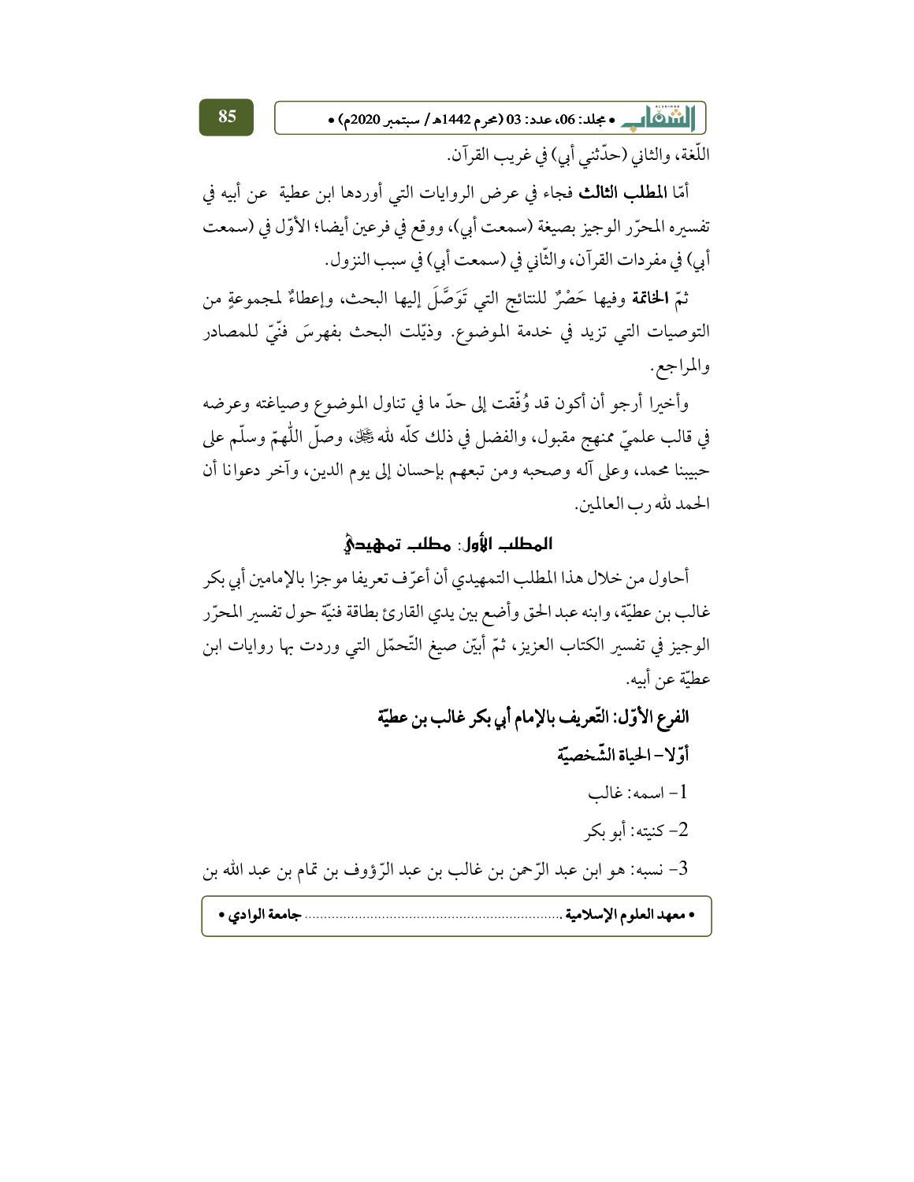اللّغة، والثاني (حدّثني أبي) في غريب القرآن.

أمّا **المطلب الثالث** فجاء في عرض الروايات التي أوردها ابن عطية عن أبيه في تفسيره المحرّر الوجيز بصيغة (سمعت أبي)، ووقع في فرعين أيضا؛ الأوّل في (سمعت أبي) في مفردات القرآن، والثّاني في (سمعت أبي) في سبب النزول.

ثمّ **الخاتمة** وفيها حَصْرٌ للنتائج التي تَوَصَّلَ إليها البحث، وإعطاءٌ لمجموعةٍ من التوصيات التي تزيد في خدمة الموضوع. وذيّلت البحث بفهرسَ فنّيّ للمصادر والمراجع.

وأخيرا أرجو أن أكون قد وُفّقت إلى حدّ ما في تناول الموضوع وصياغته وعرضه في قالب علميّ ممنهج مقبول، والفضل في ذلك كلّه لله ﷻ، وصلّ اللّهمّ وسلّم على حبيبنا محمد، وعلى آله وصحبه ومن تبعهم بإحسان إلى يوم الدين، وآخر دعوانا أن الحمد لله رب العالمين.

## المطلب الأول: مطلب تمهيدي

أحاول من خلال هذا المطلب التمهيدي أن أعرّف تعريفا موجزا بالإمامين أبي بكر غالب بن عطيّة، وابنه عبد الحق وأضع بين يدي القارئ بطاقة فنيّة حول تفسير المحرّر الوجيز في تفسير الكتاب العزيز، ثمّ أبيّن صيغ التّحمّل التي وردت بها روايات ابن عطيّة عن أبيه.

### الفرع الأوّل: التّعريف بالإمام أبي بكر غالب بن عطيّة

#### أوّلا- الحياة الشّخصيّة

1- اسمه: غالب

2- كنيته: أبو بكر

3- نسبه: هو ابن عبد الرّحمن بن غالب بن عبد الرّؤوف بن تمام بن عبد الله بن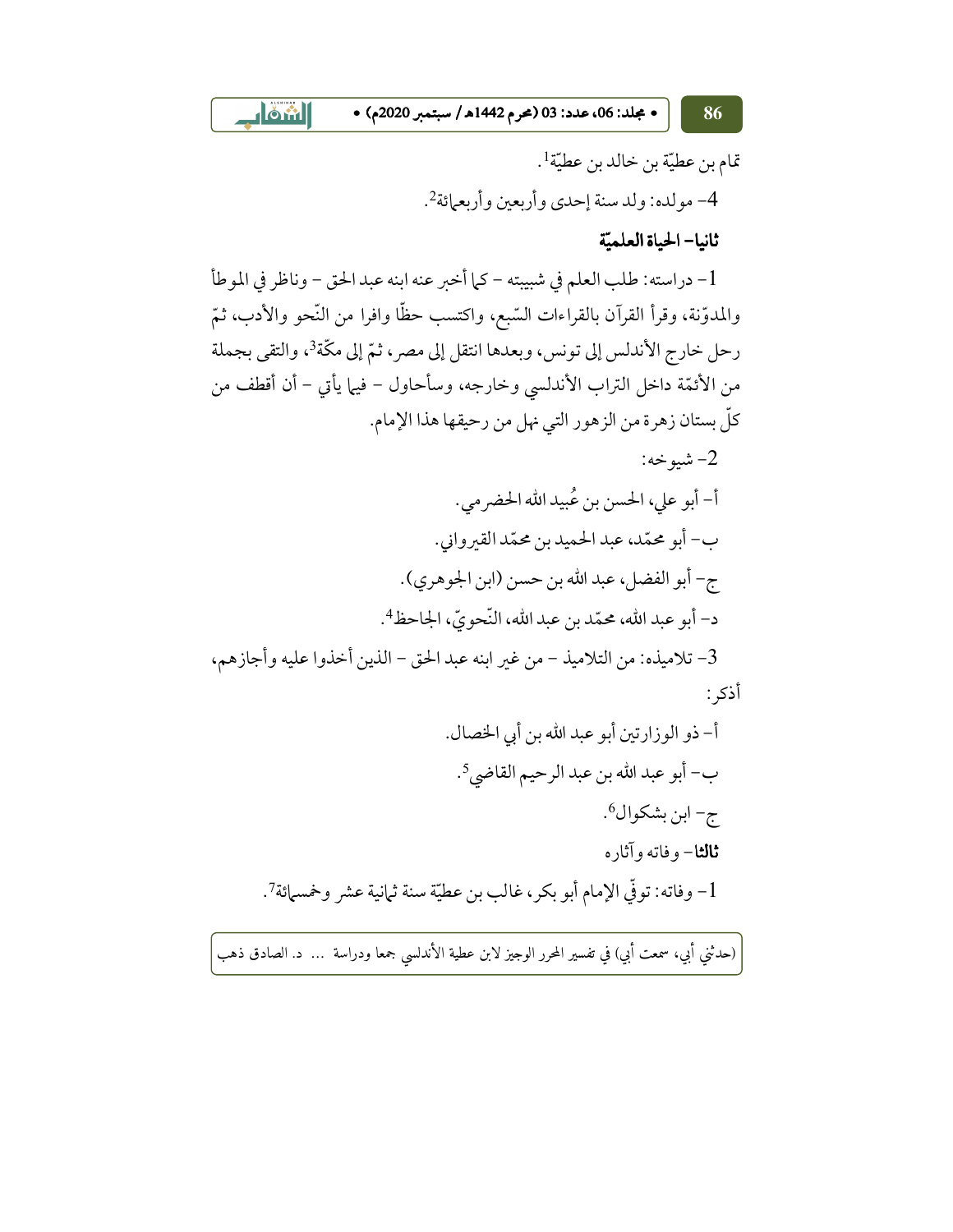تمام بن عطيّة بن خالد بن عطيّة[1].

4- مولده: ولد سنة إحدى وأربعين وأربعمائة[2].

### ثانيا- الحياة العلميّة

1- دراسته: طلب العلم في شبيبته - كما أخبر عنه ابنه عبد الحق - وناظر في الموطأ والمدوّنة، وقرأ القرآن بالقراءات السّبع، واكتسب حظّا وافرا من النّحو والأدب، ثمّ رحل خارج الأندلس إلى تونس، وبعدها انتقل إلى مصر، ثمّ إلى مكّة[3]، والتقى بجملة من الأئمّة داخل التراب الأندلسي وخارجه، وسأحاول - فيما يأتي - أن أقطف من كلّ بستان زهرة من الزهور التي نهل من رحيقها هذا الإمام.

2- شيوخه:

أ- أبو علي، الحسن بن عُبيد الله الحضرمي.

ب- أبو محمّد، عبد الحميد بن محمّد القيرواني.

ج- أبو الفضل، عبد الله بن حسن (ابن الجوهري).

د- أبو عبد الله، محمّد بن عبد الله، النّحويّ، الجاحظ[4].

3- تلاميذه: من التلاميذ - من غير ابنه عبد الحق - الذين أخذوا عليه وأجازهم، أذكر:

أ- ذو الوزارتين أبو عبد الله بن أبي الخصال.

ب- أبو عبد الله بن عبد الرحيم القاضي[5].

ج- ابن بشكوال[6].

**ثالثا**- وفاته وآثاره

1- وفاته: توفّي الإمام أبو بكر، غالب بن عطيّة سنة ثمانية عشر وخمسمائة[7].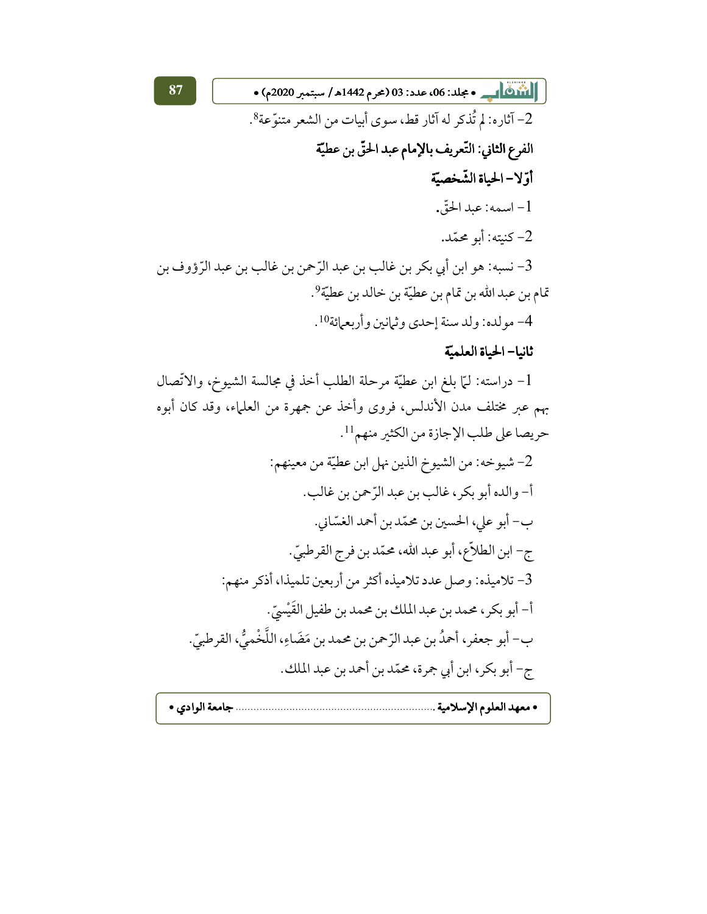2- آثاره: لم تُذكر له آثار قط، سوى أبيات من الشعر متنوّعة[8].

### الفرع الثاني: التّعريف بالإمام عبد الحقّ بن عطيّة

#### أوّلا- الحياة الشّخصيّة

1- اسمه: عبد الحقّ.

2- كنيته: أبو محمّد.

3- نسبه: هو ابن أبي بكر بن غالب بن عبد الرّحمن بن غالب بن عبد الرّؤوف بن تمام بن عبد الله بن تمام بن عطيّة بن خالد بن عطيّة[9].

4- مولده: ولد سنة إحدى وثمانين وأربعمائة[10].

#### ثانيا- الحياة العلميّة

1- دراسته: لمّا بلغ ابن عطيّة مرحلة الطلب أخذ في مجالسة الشيوخ، والاتّصال بهم عبر مختلف مدن الأندلس، فروى وأخذ عن جمهرة من العلماء، وقد كان أبوه حريصا على طلب الإجازة من الكثير منهم[11].

2- شيوخه: من الشيوخ الذين نهل ابن عطيّة من معينهم:

أ- والده أبو بكر، غالب بن عبد الرّحمن بن غالب.

ب- أبو علي، الحسين بن محمّد بن أحمد الغسّاني.

ج- ابن الطلاّع، أبو عبد الله، محمّد بن فرج القرطبيّ.

3- تلاميذه: وصل عدد تلاميذه أكثر من أربعين تلميذا، أذكر منهم:

أ- أبو بكر، محمد بن عبد الملك بن محمد بن طفيل القَيْسيّ.

ب- أبو جعفر، أحمدُ بن عبد الرّحمن بن محمد بن مَضَاءِ، اللَّخْميُّ، القرطبيّ.

ج- أبو بكر، ابن أبي جمرة، محمّد بن أحمد بن عبد الملك.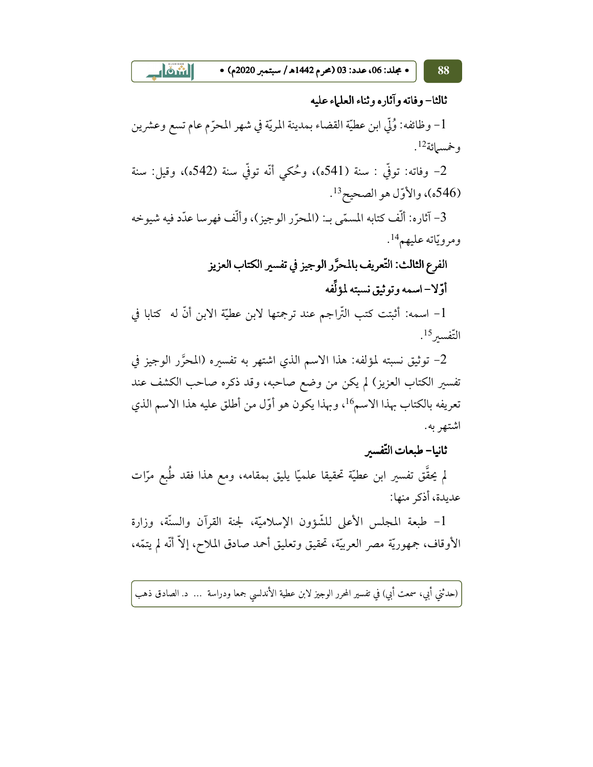### ثالثا– وفاته وآثاره وثناء العلماء عليه

1- وظائفه: وُلّي ابن عطيّة القضاء بمدينة المريّة في شهر المحرّم عام تسع وعشرين وخمسمائة[12].

2- وفاته: توفّي : سنة (541ه)، وحُكي أنّه توفّي سنة (542ه)، وقيل: سنة (546ه)، والأوّل هو الصحيح[13].

3- آثاره: ألّف كتابه المسمّى بـ: (المحرّر الوجيز)، وألّف فهرسا عدّد فيه شيوخه ومرويّاته عليهم[14].

## الفرع الثالث: التّعريف بالمحرَّر الوجيز في تفسير الكتاب العزيز

### أوّلا– اسمه وتوثيق نسبته لمؤلّفه

1- اسمه: أثبتت كتب التّراجم عند ترجمتها لابن عطيّة الابن أنّ له كتابا في التّفسير[15].

2- توثيق نسبته لمؤلفه: هذا الاسم الذي اشتهر به تفسيره (المحرَّر الوجيز في تفسير الكتاب العزيز) لم يكن من وضع صاحبه، وقد ذكره صاحب الكشف عند تعريفه بالكتاب بهذا الاسم[16]، وبهذا يكون هو أوّل من أطلق عليه هذا الاسم الذي اشتهر به.

### ثانيا– طبعات التّفسير

لم يحقّق تفسير ابن عطيّة تحقيقا علميّا يليق بمقامه، ومع هذا فقد طُبع مرّات عديدة، أذكر منها:

1- طبعة المجلس الأعلى للشّؤون الإسلاميّة، لجنة القرآن والسنّة، وزارة الأوقاف، جمهوريّة مصر العربيّة، تحقيق وتعليق أحمد صادق الملاح، إلاّ أنّه لم يتمّه،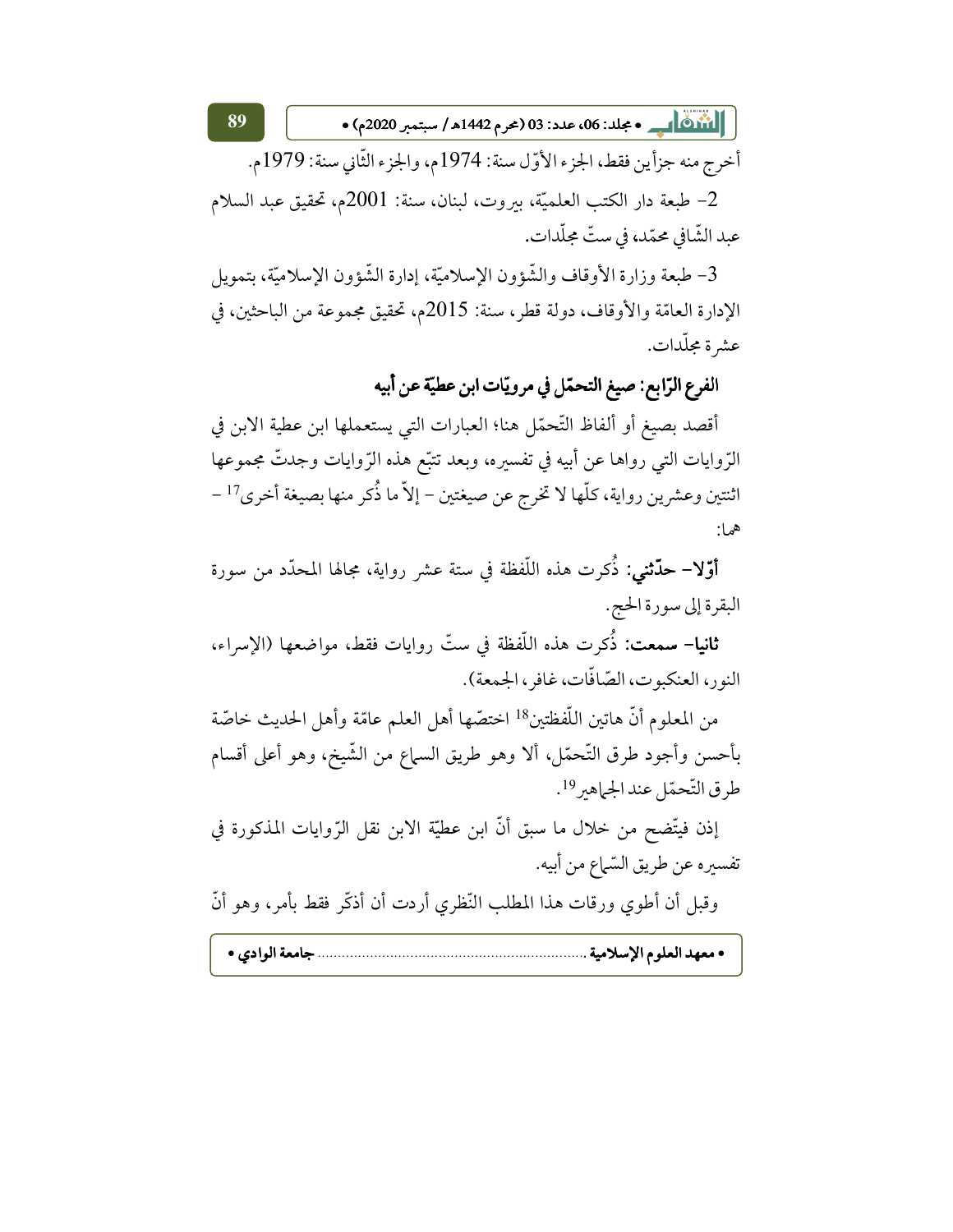أخرج منه جزأين فقط، الجزء الأوّل سنة: 1974م، والجزء الثّاني سنة: 1979م.

2- طبعة دار الكتب العلميّة، بيروت، لبنان، سنة: 2001م، تحقيق عبد السلام عبد الشّافي محمّد، في ستّ مجلّدات.

3- طبعة وزارة الأوقاف والشّؤون الإسلاميّة، إدارة الشّؤون الإسلاميّة، بتمويل الإدارة العامّة والأوقاف، دولة قطر، سنة: 2015م، تحقيق مجموعة من الباحثين، في عشرة مجلّدات.

### الفرع الرّابع: صيغ التحمّل في مرويّات ابن عطيّة عن أبيه

أقصد بصيغ أو ألفاظ التّحمّل هنا؛ العبارات التي يستعملها ابن عطية الابن في الرّوايات التي رواها عن أبيه في تفسيره، وبعد تتبّع هذه الرّوايات وجدتّ مجموعها اثنتين وعشرين رواية، كلّها لا تخرج عن صيغتين - إلاّ ما ذُكر منها بصيغة أخرى[17] - هما:

**أوّلا- حدّثني:** ذُكرت هذه اللّفظة في ستة عشر رواية، مجالها المحدّد من سورة البقرة إلى سورة الحج.

**ثانيا- سمعت:** ذُكرت هذه اللّفظة في ستّ روايات فقط، مواضعها (الإسراء، النور، العنكبوت، الصّافّات، غافر، الجمعة).

من المعلوم أنّ هاتين اللّفظتين[18] اختصّها أهل العلم عامّة وأهل الحديث خاصّة بأحسن وأجود طرق التّحمّل، ألا وهو طريق السماع من الشّيخ، وهو أعلى أقسام طرق التّحمّل عند الجماهير[19].

إذن فيتّضح من خلال ما سبق أنّ ابن عطيّة الابن نقل الرّوايات المذكورة في تفسيره عن طريق السّماع من أبيه.

وقبل أن أطوي ورقات هذا المطلب النّظري أردت أن أذكّر فقط بأمر، وهو أنّ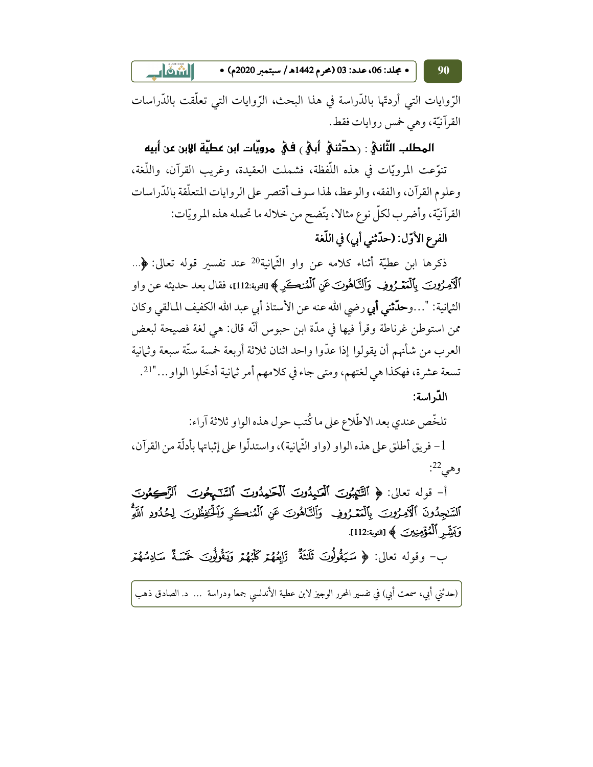الرّوايات التي أردتّها بالدّراسة في هذا البحث، الرّوايات التي تعلّقت بالدّراسات القرآنيّة، وهي خمس روايات فقط.

## المطلب الثّاني: (حدّثني أبي) في مرويّات ابن عطيّة الابن عن أبيه

تنوّعت المرويّات في هذه اللّفظة، فشملت العقيدة، وغريب القرآن، واللّغة، وعلوم القرآن، والفقه، والوعظ، لهذا سوف أقتصر على الروايات المتعلّقة بالدّراسات القرآنيّة، وأضرب لكلّ نوع مثالا، يتّضح من خلاله ما تحمله هذه المرويّات:

### الفرع الأوّل: (حدّثني أبي) في اللّغة

ذكرها ابن عطيّة أثناء كلامه عن واو الثّمانية[20] عند تفسير قوله تعالى: ﴿... ٱلْآمِرُونَ بِٱلْمَعْرُوفِ وَٱلنَّاهُونَ عَنِ ٱلْمُنكَرِ﴾ [التوبة:112]، فقال بعد حديثه عن واو الثمانية: "...و**حدّثني أبي** رضي الله عنه عن الأستاذ أبي عبد الله الكفيف المالقي وكان ممن استوطن غرناطة وقرأ فيها في مدّة ابن حبوس أنّه قال: هي لغة فصيحة لبعض العرب من شأنهم أن يقولوا إذا عدّوا واحد اثنان ثلاثة أربعة خمسة ستّة سبعة وثمانية تسعة عشرة، فهكذا هي لغتهم، ومتى جاء في كلامهم أمر ثمانية أدخلوا الواو..."[21].

**الدّراسة:**

تلخّص عندي بعد الاطّلاع على ما كُتب حول هذه الواو ثلاثة آراء:

1- فريق أطلق على هذه الواو (واو الثّمانية)، واستدلّوا على إثباتها بأدلّة من القرآن، وهي[22]:

أ- قوله تعالى: ﴿ ٱلتَّٰٓئِبُونَ ٱلْعَٰبِدُونَ ٱلْحَٰمِدُونَ ٱلسَّٰٓئِحُونَ ٱلرَّٰكِعُونَ ٱلسَّٰجِدُونَ ٱلْآمِرُونَ بِٱلْمَعْرُوفِ وَٱلنَّاهُونَ عَنِ ٱلْمُنكَرِ وَٱلْحَٰفِظُونَ لِحُدُودِ ٱللَّهِ ۗ وَبَشِّرِ ٱلْمُؤْمِنِينَ ﴾ [التوبة:112].

ب- وقوله تعالى: ﴿ سَيَقُولُونَ ثَلَٰثَةٌ رَّابِعُهُمْ كَلْبُهُمْ وَيَقُولُونَ خَمْسَةٌ سَادِسُهُمْ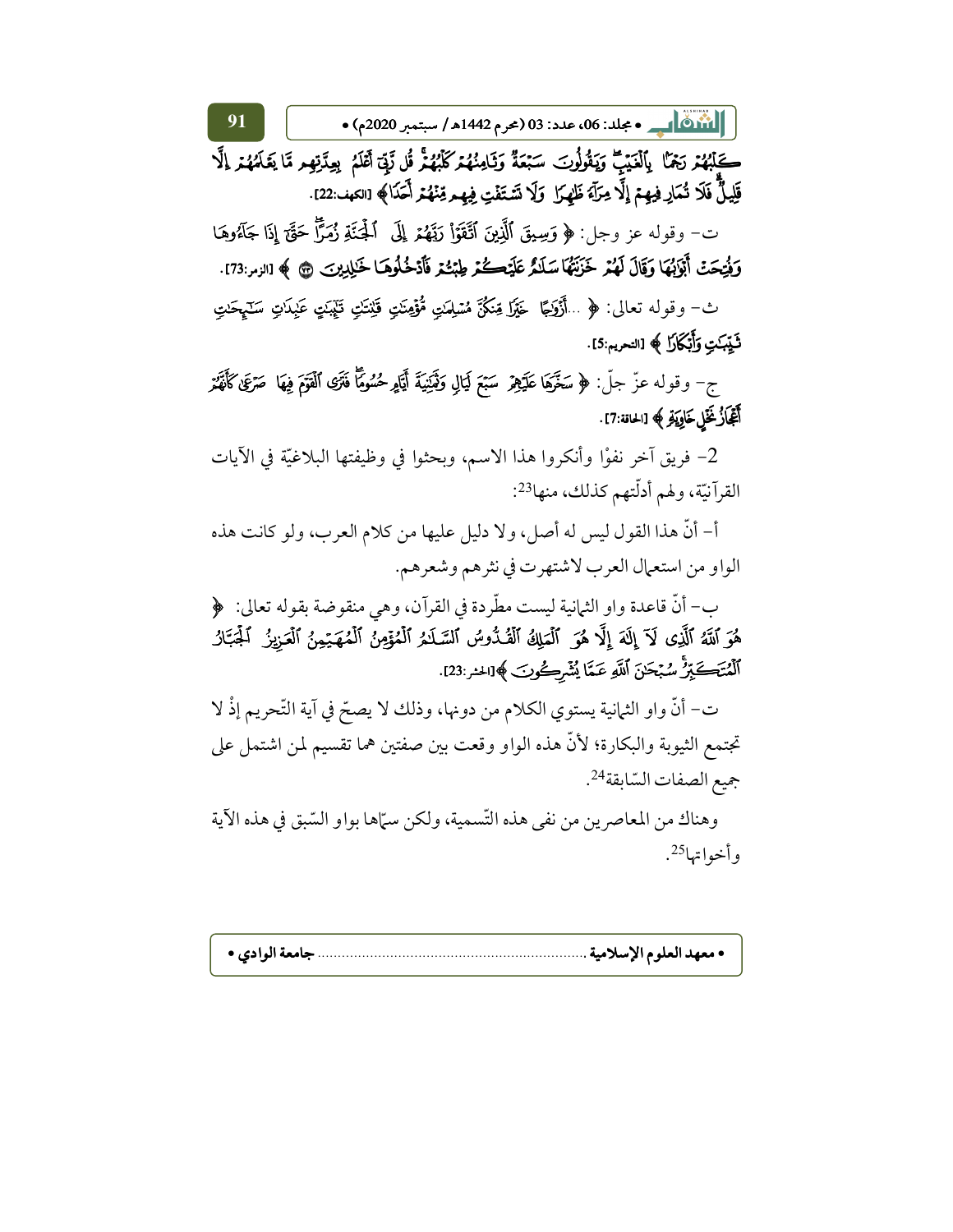كَلْبُهُمْ رَجْمًا بِالْغَيْبِ وَيَقُولُونَ سَبْعَةٌ وَثَامِنُهُمْ كَلْبُهُمْ قُلْ رَبِّي أَعْلَمُ بِعِدَّتِهِمْ مَا يَعْلَمُهُمْ إِلَّا قَلِيلٌ فَلَا تُمَارِ فِيهِمْ إِلَّا مِرَاءً ظَاهِرًا وَلَا تَسْتَفْتِ فِيهِمْ مِنْهُمْ أَحَدًا﴾ [الكهف:22].

ت- وقوله عز وجل: ﴿ وَسِيقَ الَّذِينَ اتَّقَوْا رَبَّهُمْ إِلَى الْجَنَّةِ زُمَرًا حَتَّى إِذَا جَاءُوهَا وَفُتِحَتْ أَبْوَابُهَا وَقَالَ لَهُمْ خَزَنَتُهَا سَلَامٌ عَلَيْكُمْ طِبْتُمْ فَادْخُلُوهَا خَالِدِينَ ﴾ [الزمر:73].

ث- وقوله تعالى: ﴿ ...أَزْوَاجًا خَيْرًا مِنْكُنَّ مُسْلِمَاتٍ مُؤْمِنَاتٍ قَانِتَاتٍ تَائِبَاتٍ عَابِدَاتٍ سَائِحَاتٍ ثَيِّبَاتٍ وَأَبْكَارًا ﴾ [التحريم:5].

ج- وقوله عزّ جلّ: ﴿ سَخَّرَهَا عَلَيْهِمْ سَبْعَ لَيَالٍ وَثَمَانِيَةَ أَيَّامٍ حُسُومًا فَتَرَى الْقَوْمَ فِيهَا صَرْعَى كَأَنَّهُمْ أَعْجَازُ نَخْلٍ خَاوِيَةٍ ﴾ [الحاقة:7].

2- فريق آخر نفوْا وأنكروا هذا الاسم، وبحثوا في وظيفتها البلاغيّة في الآيات القرآنيّة، ولهم أدلّتهم كذلك، منها[23]:

أ- أنّ هذا القول ليس له أصل، ولا دليل عليها من كلام العرب، ولو كانت هذه الواو من استعمال العرب لاشتهرت في نثرهم وشعرهم.

ب- أنّ قاعدة واو الثمانية ليست مطّردة في القرآن، وهي منقوضة بقوله تعالى: ﴿ هُوَ اللَّهُ الَّذِي لَا إِلَهَ إِلَّا هُوَ الْمَلِكُ الْقُدُّوسُ السَّلَامُ الْمُؤْمِنُ الْمُهَيْمِنُ الْعَزِيزُ الْجَبَّارُ الْمُتَكَبِّرُ سُبْحَانَ اللَّهِ عَمَّا يُشْرِكُونَ ﴾[الحشر:23].

ت- أنّ واو الثمانية يستوي الكلام من دونها، وذلك لا يصحّ في آية التّحريم إذْ لا تجتمع الثيوبة والبكارة؛ لأنّ هذه الواو وقعت بين صفتين هما تقسيم لمن اشتمل على جميع الصفات السّابقة[24].

وهناك من المعاصرين من نفى هذه التّسمية، ولكن سمّاها بواو السّبق في هذه الآية وأخواتها[25].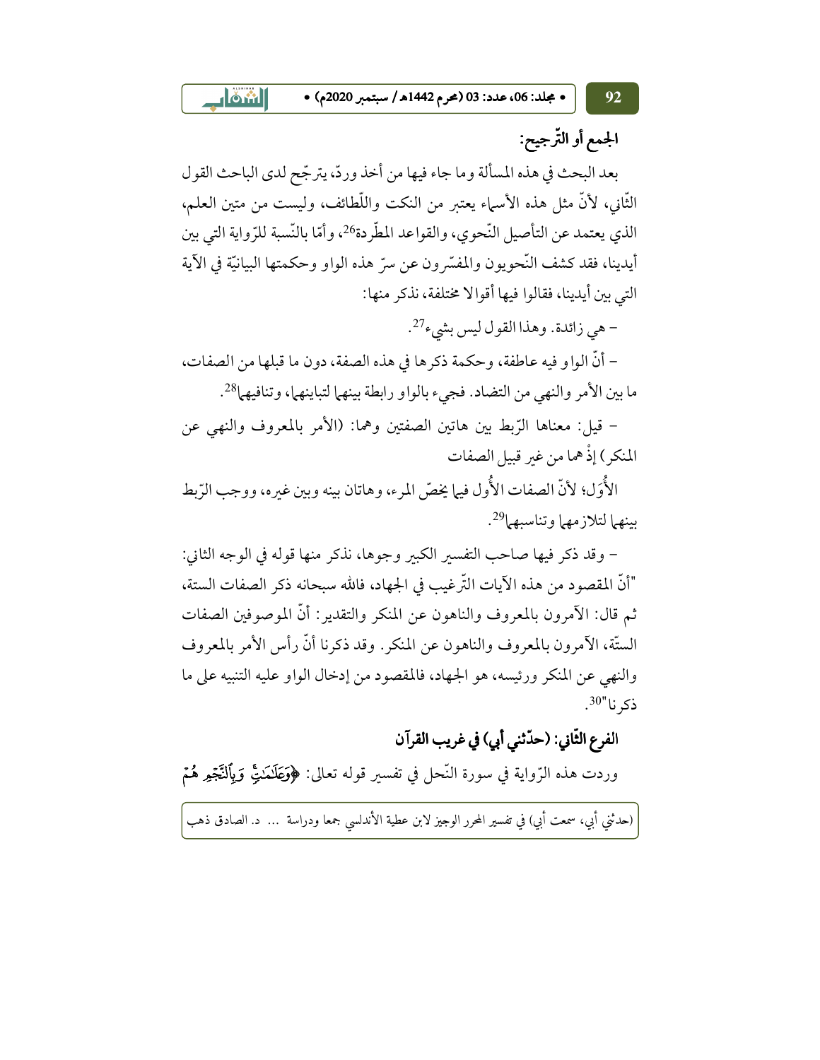### الجمع أو التّرجيح:

بعد البحث في هذه المسألة وما جاء فيها من أخذ وردّ، يترجّح لدى الباحث القول الثّاني، لأنّ مثل هذه الأسماء يعتبر من النكت واللّطائف، وليست من متين العلم، الذي يعتمد عن التأصيل النّحوي، والقواعد المطّردة[26]، وأمّا بالنّسبة للرّواية التي بين أيدينا، فقد كشف النّحويون والمفسّرون عن سرّ هذه الواو وحكمتها البيانيّة في الآية التي بين أيدينا، فقالوا فيها أقوالا مختلفة، نذكر منها:

- هي زائدة. وهذا القول ليس بشيء[27].

- أنّ الواو فيه عاطفة، وحكمة ذكرها في هذه الصفة، دون ما قبلها من الصفات، ما بين الأمر والنهي من التضاد. فجيء بالواو رابطة بينهما لتباينهما، وتنافيهما[28].

- قيل: معناها الرّبط بين هاتين الصفتين وهما: (الأمر بالمعروف والنهي عن المنكر) إذْ هما من غير قبيل الصفات

الأُوَل؛ لأنّ الصفات الأُول فيها يخصّ المرء، وهاتان بينه وبين غيره، ووجب الرّبط بينهما لتلازمهما وتناسبهما[29].

- وقد ذكر فيها صاحب التفسير الكبير وجوها، نذكر منها قوله في الوجه الثاني: "أنّ المقصود من هذه الآيات التّرغيب في الجهاد، فالله سبحانه ذكر الصفات الستة، ثم قال: الآمرون بالمعروف والناهون عن المنكر والتقدير: أنّ الموصوفين الصفات الستّة، الآمرون بالمعروف والناهون عن المنكر. وقد ذكرنا أنّ رأس الأمر بالمعروف والنهي عن المنكر ورئيسه، هو الجهاد، فالمقصود من إدخال الواو عليه التنبيه على ما ذكرنا"[30].

### الفرع الثّاني: (حدّثني أبي) في غريب القرآن

وردت هذه الرّواية في سورة النّحل في تفسير قوله تعالى: ﴿وَعَلَٰمَٰتٍۚ وَبِٱلنَّجۡمِ هُمۡ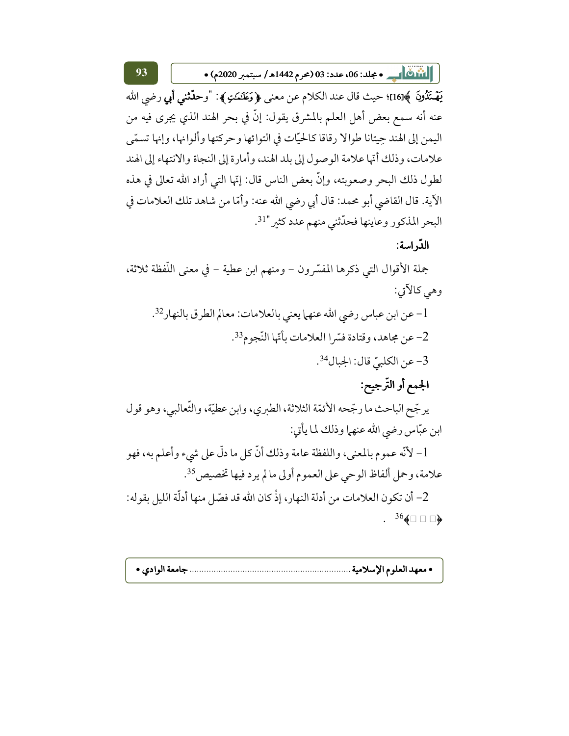﴿يَهۡتَدُونَ﴾[16]؛ حيث قال عند الكلام عن معنى ﴿وَعَلَٰمَٰتٍ﴾: "وحدّثني أبي رضي الله عنه أنه سمع بعض أهل العلم بالمشرق يقول: إنّ في بحر الهند الذي يجرى فيه من اليمن إلى الهند حِيتانا طوالا رقاقا كالحيّات في التوائها وحركتها وألوانها، وإنها تسمّى علامات، وذلك أنّها علامة الوصول إلى بلد الهند، وأمارة إلى النجاة والانتهاء إلى الهند لطول ذلك البحر وصعوبته، وإنّ بعض الناس قال: إنّها التي أراد الله تعالى في هذه الآية. قال القاضي أبو محمد: قال أبي رضي الله عنه: وأمّا من شاهد تلك العلامات في البحر المذكور وعاينها فحدّثني منهم عدد كثير"[31].

**الدّراسة:**

جملة الأقوال التي ذكرها المفسّرون - ومنهم ابن عطية - في معنى اللّفظة ثلاثة، وهي كالآتي:

1- عن ابن عباس رضي الله عنهما يعني بالعلامات: معالم الطرق بالنهار[32].

2- عن مجاهد، وقتادة فسّرا العلامات بأنّها النّجوم[33].

3- عن الكلبيّ قال: الجبال[34].

**الجمع أو التّرجيح:**

يرجّح الباحث ما رجّحه الأئمّة الثلاثة، الطبري، وابن عطيّة، والثّعالبي، وهو قول ابن عبّاس رضي الله عنهما وذلك لما يأتي:

1- لأنّه عموم بالمعنى، واللفظة عامة وذلك أنّ كل ما دلّ على شيء وأعلم به، فهو علامة، وحمل ألفاظ الوحي على العموم أولى ما لم يرد فيها تخصيص[35].

2- أن تكون العلامات من أدلة النهار، إذْ كان الله قد فصّل منها أدلّة الليل بقوله: ﴿□□□﴾[36].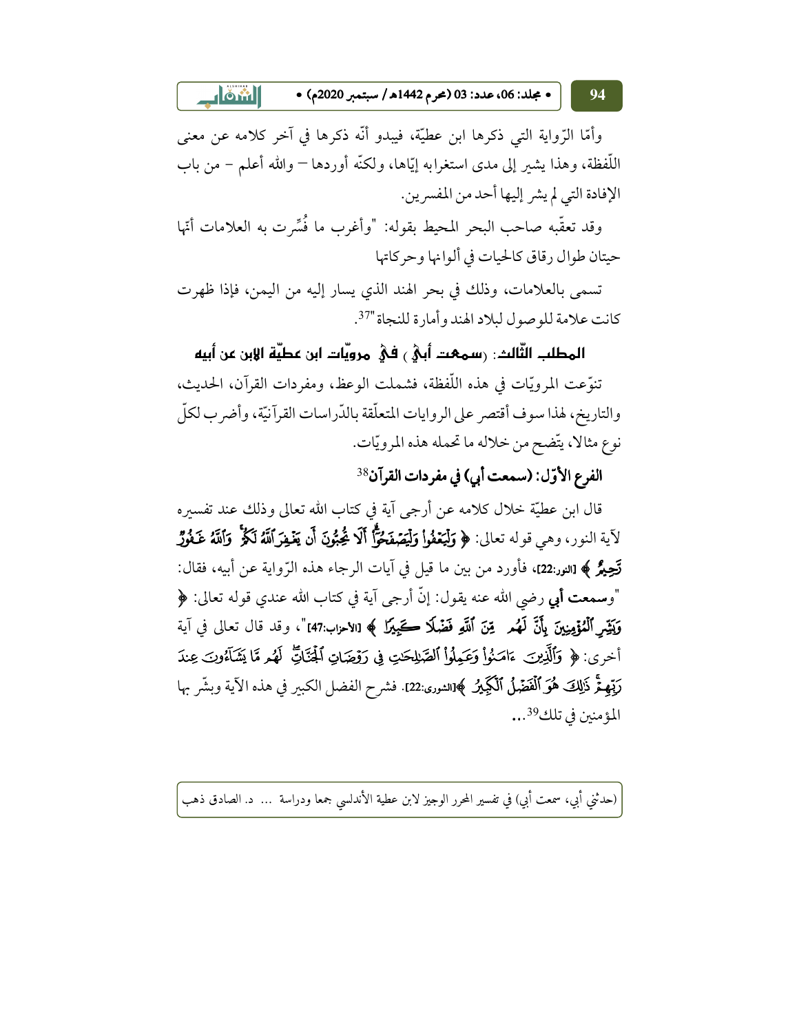وأمّا الرّواية التي ذكرها ابن عطيّة، فيبدو أنّه ذكرها في آخر كلامه عن معنى اللّفظة، وهذا يشير إلى مدى استغرابه إيّاها، ولكنّه أوردها – والله أعلم – من باب الإفادة التي لم يشر إليها أحد من المفسرين.

وقد تعقّبه صاحب البحر المحيط بقوله: "وأغرب ما فُسِّرت به العلامات أنّها حيتان طوال رقاق كالحيات في ألوانها وحركاتها

تسمى بالعلامات، وذلك في بحر الهند الذي يسار إليه من اليمن، فإذا ظهرت كانت علامة للوصول لبلاد الهند وأمارة للنجاة"[37].

## المطلب الثّالث: (سمعت أبي) في مرويّات ابن عطيّة الابن عن أبيه

تنوّعت المرويّات في هذه اللّفظة، فشملت الوعظ، ومفردات القرآن، الحديث، والتاريخ، لهذا سوف أقتصر على الروايات المتعلّقة بالدّراسات القرآنيّة، وأضرب لكلّ نوع مثالا، يتّضح من خلاله ما تحمله هذه المرويّات.

### الفرع الأوّل: (سمعت أبي) في مفردات القرآن[38]

قال ابن عطيّة خلال كلامه عن أرجى آية في كتاب الله تعالى وذلك عند تفسيره لآية النور، وهي قوله تعالى: ﴿ وَلْيَعْفُوا وَلْيَصْفَحُوا أَلَا تُحِبُّونَ أَن يَغْفِرَ اللَّهُ لَكُمْ وَاللَّهُ غَفُورٌ رَّحِيمٌ ﴾ [النور:22]، فأورد من بين ما قيل في آيات الرجاء هذه الرّواية عن أبيه، فقال: "**وسمعت أبي** رضي الله عنه يقول: إنّ أرجى آية في كتاب الله عندي قوله تعالى: ﴿ وَبَشِّرِ الْمُؤْمِنِينَ بِأَنَّ لَهُم مِّنَ اللَّهِ فَضْلًا كَبِيرًا ﴾ [الأحزاب:47]"، وقد قال تعالى في آية أخرى: ﴿ وَالَّذِينَ آمَنُوا وَعَمِلُوا الصَّالِحَاتِ فِي رَوْضَاتِ الْجَنَّاتِ لَهُم مَّا يَشَاءُونَ عِندَ رَبِّهِمْ ذَٰلِكَ هُوَ الْفَضْلُ الْكَبِيرُ ﴾[الشورى:22]. فشرح الفضل الكبير في هذه الآية وبشّر بها المؤمنين في تلك[39]...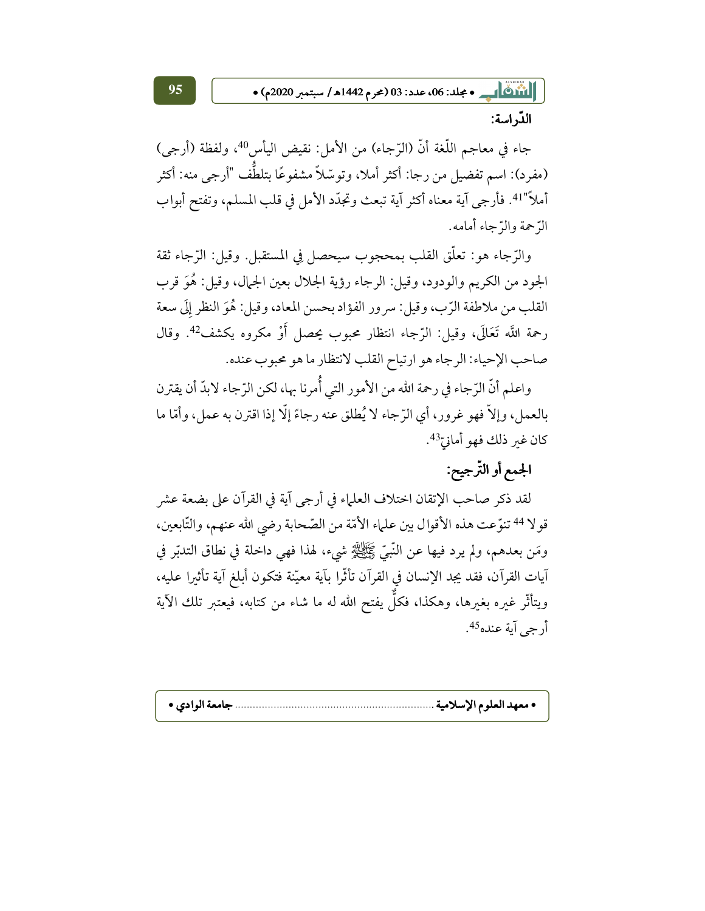**الدّراسة:**

جاء في معاجم اللّغة أنّ (الرّجاء) من الأمل: نقيض اليأس[40]، ولفظة (أرجى) (مفرد): اسم تفضيل من رجا: أكثر أملا، وتوسّلاً مشفوعًا بتلطُّف "أرجى منه: أكثر أملاً"[41]. فأرجى آية معناه أكثر آية تبعث وتجدّد الأمل في قلب المسلم، وتفتح أبواب الرّحمة والرّجاء أمامه.

والرّجاء هو: تعلّق القلب بمحجوب سيحصل فِي المستقبل. وقيل: الرّجاء ثقة الجود من الكريم والودود، وقيل: الرجاء رؤية الجلال بعين الجمال، وقيل: هُوَ قرب القلب من ملاطفة الرّب، وقيل: سرور الفؤاد بحسن المعاد، وقيل: هُوَ النظر إِلَى سعة رحمة اللَّه تَعَالَى، وقيل: الرّجاء انتظار محبوب يحصل أَوْ مكروه يكشف[42]. وقال صاحب الإحياء: الرجاء هو ارتياح القلب لانتظار ما هو محبوب عنده.

واعلم أنّ الرّجاء في رحمة الله من الأمور التي أُمرنا بها، لكن الرّجاء لابدّ أن يقترن بالعمل، وإلاّ فهو غرور، أي الرّجاء لا يُطلق عنه رجاءً إلّا إذا اقترن به عمل، وأمّا ما كان غير ذلك فهو أمانيّ[43].

## الجمع أو التّرجيح:

لقد ذكر صاحب الإتقان اختلاف العلماء في أرجى آية في القرآن على بضعة عشر قولا [44] تنوّعت هذه الأقوال بين علماء الأمّة من الصّحابة رضي الله عنهم، والتّابعين، ومَن بعدهم، ولم يرد فيها عن النّبيّ ﷺ شيء، لهذا فهي داخلة في نطاق التدبّر في آيات القرآن، فقد يجد الإنسان في القرآن تأثّرا بآية معيّنة فتكون أبلغ آية تأثيرا عليه، ويتأثّر غيره بغيرها، وهكذا، فكلٌّ يفتح الله له ما شاء من كتابه، فيعتبر تلك الآية أرجى آية عنده[45].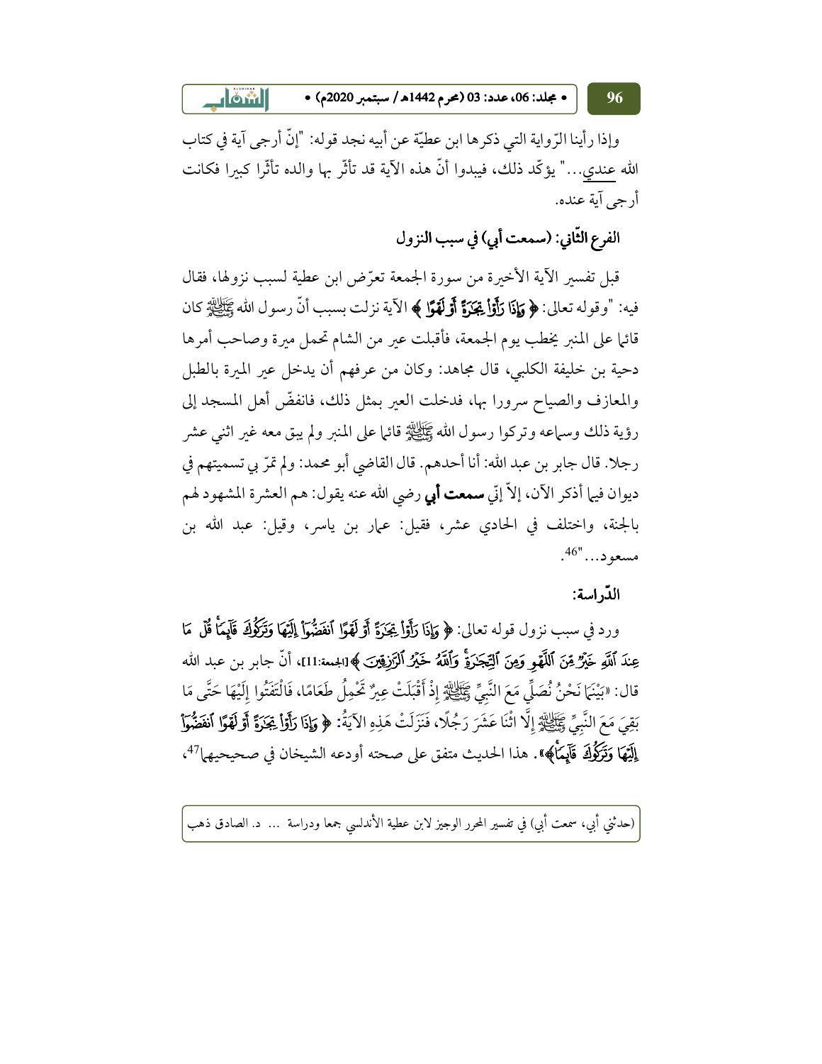وإذا رأينا الرّواية التي ذكرها ابن عطيّة عن أبيه نجد قوله: "إنّ أرجى آية في كتاب الله عندي..." يؤكّد ذلك، فيبدوا أنّ هذه الآية قد تأثّر بها والده تأثّرا كبيرا فكانت أرجى آية عنده.

### الفرع الثّاني: (سمعت أبي) في سبب النزول

قبل تفسير الآية الأخيرة من سورة الجمعة تعرّض ابن عطية لسبب نزولها، فقال فيه: "وقوله تعالى: ﴿ **وَإِذَا رَأَوْا تِجَارَةً أَوْ لَهْوًا** ﴾ الآية نزلت بسبب أنّ رسول الله ﷺ كان قائما على المنبر يخطب يوم الجمعة، فأقبلت عير من الشام تحمل ميرة وصاحب أمرها دحية بن خليفة الكلبي، قال مجاهد: وكان من عرفهم أن يدخل عير الميرة بالطبل والمعازف والصياح سرورا بها، فدخلت العير بمثل ذلك، فانفضّ أهل المسجد إلى رؤية ذلك وسماعه وتركوا رسول الله ﷺ قائما على المنبر ولم يبق معه غير اثني عشر رجلا. قال جابر بن عبد الله: أنا أحدهم. قال القاضي أبو محمد: ولم تمرّ بي تسميتهم في ديوان فيما أذكر الآن، إلاّ إنّي **سمعت أبي** رضي الله عنه يقول: هم العشرة المشهود لهم بالجنة، واختلف في الحادي عشر، فقيل: عمار بن ياسر، وقيل: عبد الله بن مسعود..."[46].

**الدّراسة:**

ورد في سبب نزول قوله تعالى: ﴿ **وَإِذَا رَأَوْا تِجَارَةً أَوْ لَهْوًا انفَضُّوا إِلَيْهَا وَتَرَكُوكَ قَائِمًا ۚ قُلْ مَا عِندَ اللَّهِ خَيْرٌ مِّنَ اللَّهْوِ وَمِنَ التِّجَارَةِ ۚ وَاللَّهُ خَيْرُ الرَّازِقِينَ** ﴾[الجمعة:11]، أنّ جابر بن عبد الله قال: «بَيْنَمَا نَحْنُ نُصَلِّي مَعَ النَّبِيِّ ﷺ إِذْ أَقْبَلَتْ عِيرٌ تَحْمِلُ طَعَامًا، فَالْتَفَتُوا إِلَيْهَا حَتَّى مَا بَقِيَ مَعَ النَّبِيِّ ﷺ إِلَّا اثْنَا عَشَرَ رَجُلًا، فَنَزَلَتْ هَذِهِ الآيَةُ: ﴿ **وَإِذَا رَأَوْا تِجَارَةً أَوْ لَهْوًا انفَضُّوا إِلَيْهَا وَتَرَكُوكَ قَائِمًا** ﴾». هذا الحديث متفق على صحته أودعه الشيخان في صحيحيهما[47]،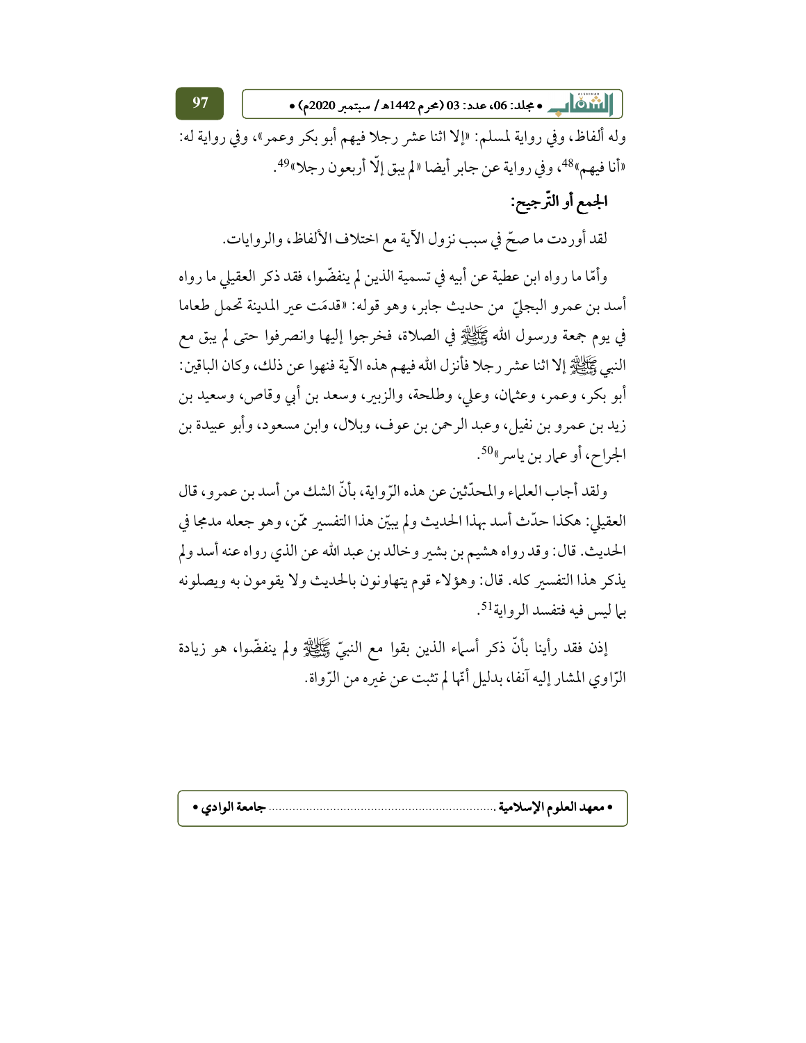وله ألفاظ، وفي رواية لمسلم: «إلا اثنا عشر رجلا فيهم أبو بكر وعمر»، وفي رواية له: «أنا فيهم»[48]، وفي رواية عن جابر أيضا «لم يبق إلّا أربعون رجلا»[49].

## الجمع أو التّرجيح:

لقد أوردت ما صحّ في سبب نزول الآية مع اختلاف الألفاظ، والروايات.

وأمّا ما رواه ابن عطية عن أبيه في تسمية الذين لم ينفضّوا، فقد ذكر العقيلي ما رواه أسد بن عمرو البجليّ من حديث جابر، وهو قوله: «قدمَت عير المدينة تحمل طعاما في يوم جمعة ورسول الله ﷺ في الصلاة، فخرجوا إليها وانصرفوا حتى لم يبق مع النبي ﷺ إلا اثنا عشر رجلا فأنزل الله فيهم هذه الآية فنهوا عن ذلك، وكان الباقين: أبو بكر، وعمر، وعثمان، وعلي، وطلحة، والزبير، وسعد بن أبي وقاص، وسعيد بن زيد بن عمرو بن نفيل، وعبد الرحمن بن عوف، وبلال، وابن مسعود، وأبو عبيدة بن الجراح، أو عمار بن ياسر»[50].

ولقد أجاب العلماء والمحدّثين عن هذه الرّواية، بأنّ الشك من أسد بن عمرو، قال العقيلي: هكذا حدّث أسد بهذا الحديث ولم يبيّن هذا التفسير ممّن، وهو جعله مدمجا في الحديث. قال: وقد رواه هشيم بن بشير وخالد بن عبد الله عن الذي رواه عنه أسد ولم يذكر هذا التفسير كله. قال: وهؤلاء قوم يتهاونون بالحديث ولا يقومون به ويصلونه بما ليس فيه فتفسد الرواية[51].

إذن فقد رأينا بأنّ ذكر أسماء الذين بقوا مع النبيّ ﷺ ولم ينفضّوا، هو زيادة الرّاوي المشار إليه آنفا، بدليل أنّها لم تثبت عن غيره من الرّواة.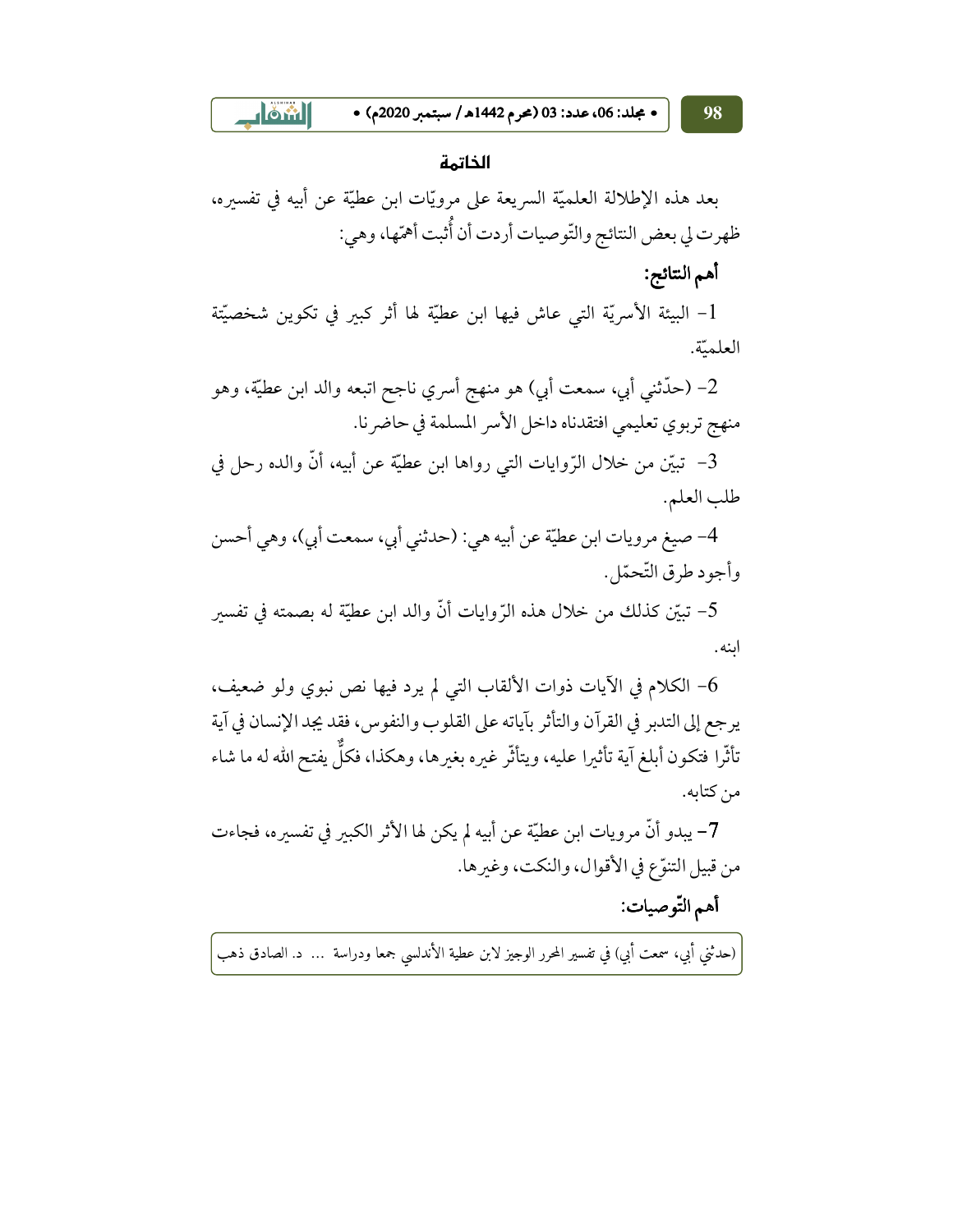## الخاتمة

بعد هذه الإطلالة العلميّة السريعة على مرويّات ابن عطيّة عن أبيه في تفسيره، ظهرت لي بعض النتائج والتّوصيات أردت أن أُثبت أهمّها، وهي:

### أهم النتائج:

1- البيئة الأسريّة التي عاش فيها ابن عطيّة لها أثر كبير في تكوين شخصيّته العلميّة.

2- (حدّثني أبي، سمعت أبي) هو منهج أسري ناجح اتبعه والد ابن عطيّة، وهو منهج تربوي تعليمي افتقدناه داخل الأسر المسلمة في حاضرنا.

3- تبيّن من خلال الرّوايات التي رواها ابن عطيّة عن أبيه، أنّ والده رحل في طلب العلم.

4- صيغ مرويات ابن عطيّة عن أبيه هي: (حدثني أبي، سمعت أبي)، وهي أحسن وأجود طرق التّحمّل.

5- تبيّن كذلك من خلال هذه الرّوايات أنّ والد ابن عطيّة له بصمته في تفسير ابنه.

6- الكلام في الآيات ذوات الألقاب التي لم يرد فيها نص نبوي ولو ضعيف، يرجع إلى التدبر في القرآن والتأثر بآياته على القلوب والنفوس، فقد يجد الإنسان في آية تأثّرا فتكون أبلغ آية تأثيرا عليه، ويتأثّر غيره بغيرها، وهكذا، فكلٌّ يفتح الله له ما شاء من كتابه.

7- يبدو أنّ مرويات ابن عطيّة عن أبيه لم يكن لها الأثر الكبير في تفسيره، فجاءت من قبيل التنوّع في الأقوال، والنكت، وغيرها.

### أهم التّوصيات: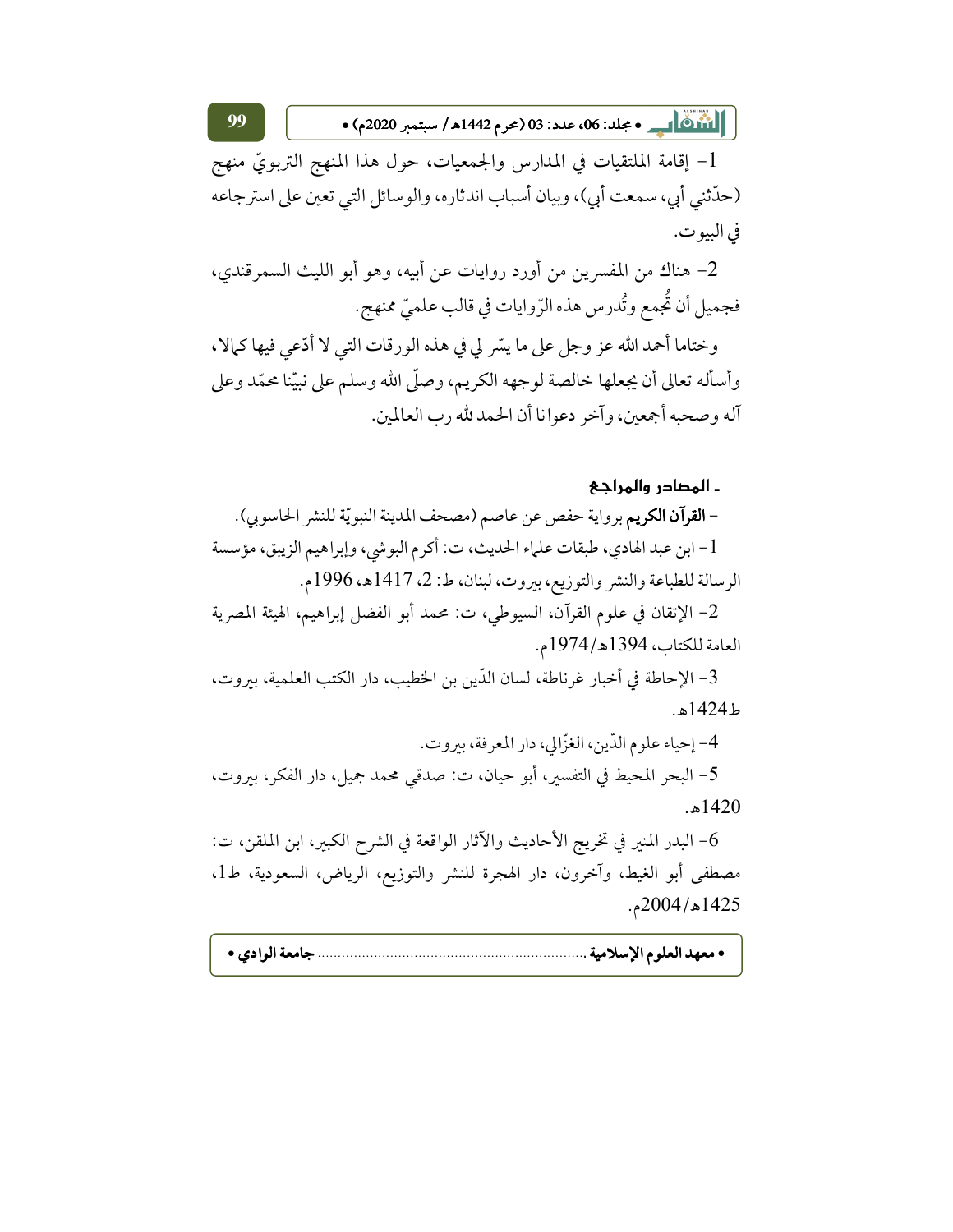1- إقامة الملتقيات في المدارس والجمعيات، حول هذا المنهج التربويّ منهج (حدّثني أبي، سمعت أبي)، وبيان أسباب اندثاره، والوسائل التي تعين على استرجاعه في البيوت.

2- هناك من المفسرين من أورد روايات عن أبيه، وهو أبو الليث السمرقندي، فجميل أن تُجمع وتُدرس هذه الرّوايات في قالب علميّ ممنهج.

وختاما أحمد الله عز وجل على ما يسّر لي في هذه الورقات التي لا أدّعي فيها كمالا، وأسأله تعالى أن يجعلها خالصة لوجهه الكريم، وصلّى الله وسلم على نبيّنا محمّد وعلى آله وصحبه أجمعين، وآخر دعوانا أن الحمد لله رب العالمين.

## ـ المصادر والمراجع

- **القرآن الكريم** برواية حفص عن عاصم (مصحف المدينة النبويّة للنشر الحاسوبي).

1- ابن عبد الهادي، طبقات علماء الحديث، ت: أكرم البوشي، وإبراهيم الزيبق، مؤسسة الرسالة للطباعة والنشر والتوزيع، بيروت، لبنان، ط: 2، 1417هـ، 1996م.

2- الإتقان في علوم القرآن، السيوطي، ت: محمد أبو الفضل إبراهيم، الهيئة المصرية العامة للكتاب، 1394هـ/1974م.

3- الإحاطة في أخبار غرناطة، لسان الدّين بن الخطيب، دار الكتب العلمية، بيروت، ط1424هـ.

4- إحياء علوم الدّين، الغزّالي، دار المعرفة، بيروت.

5- البحر المحيط في التفسير، أبو حيان، ت: صدقي محمد جميل، دار الفكر، بيروت، 1420هـ.

6- البدر المنير في تخريج الأحاديث والآثار الواقعة في الشرح الكبير، ابن الملقن، ت: مصطفى أبو الغيط، وآخرون، دار الهجرة للنشر والتوزيع، الرياض، السعودية، ط1، 1425هـ/2004م.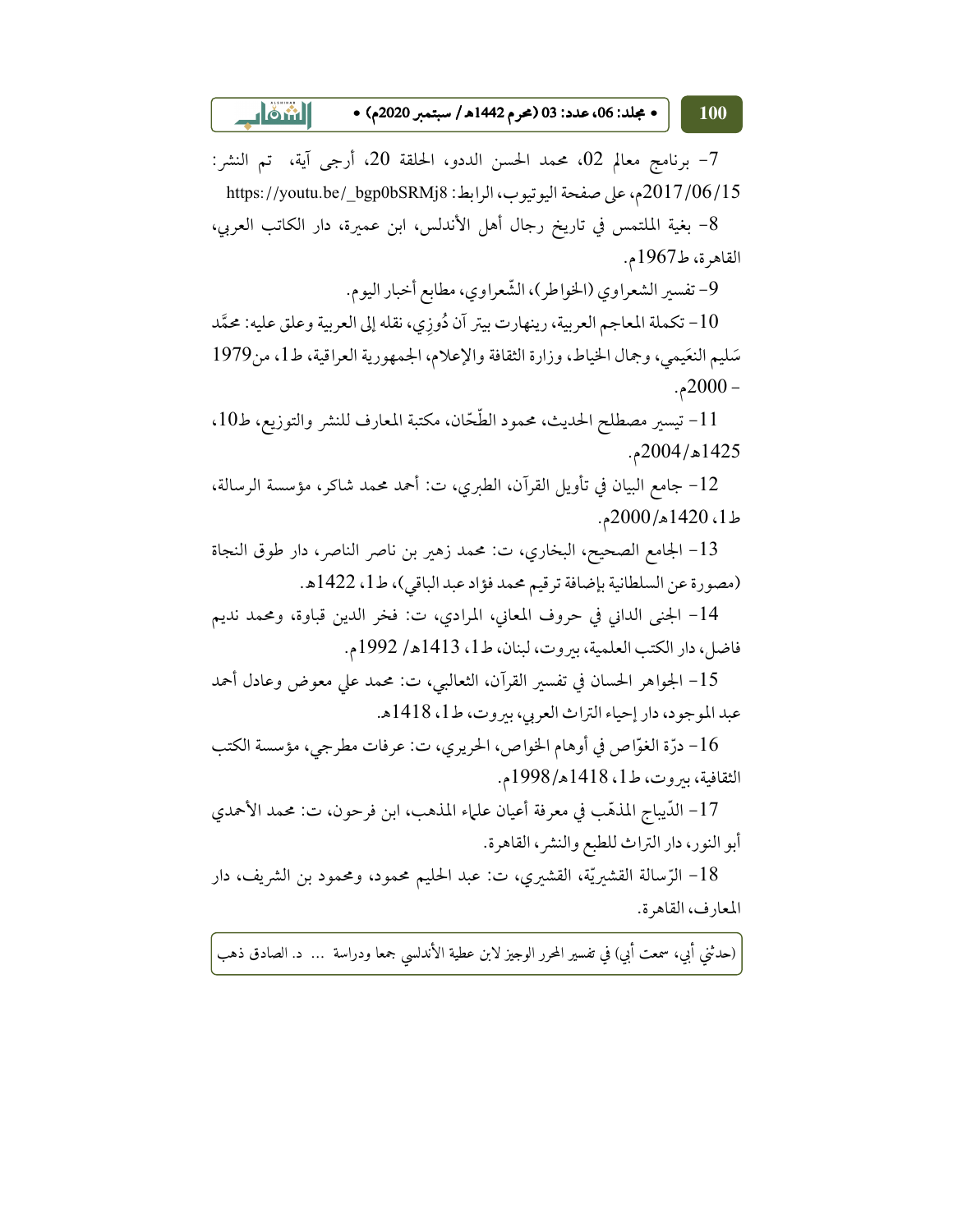7- برنامج معالم 02، محمد الحسن الددو، الحلقة 20، أرجى آية، تم النشر: 2017/06/15م، على صفحة اليوتيوب، الرابط: https://youtu.be/_bgp0bSRMj8

8- بغية الملتمس في تاريخ رجال أهل الأندلس، ابن عميرة، دار الكاتب العربي، القاهرة، ط1967م.

9- تفسير الشعراوي (الخواطر)، الشّعراوي، مطابع أخبار اليوم.

10- تكملة المعاجم العربية، رينهارت بيتر آن دُوزِي، نقله إلى العربية وعلق عليه: محمَّد سَليم النعَيمي، وجمال الخياط، وزارة الثقافة والإعلام، الجمهورية العراقية، ط1، من1979 - 2000م.

11- تيسير مصطلح الحديث، محمود الطّحّان، مكتبة المعارف للنشر والتوزيع، ط10، 1425هـ/2004م.

12- جامع البيان في تأويل القرآن، الطبري، ت: أحمد محمد شاكر، مؤسسة الرسالة، ط1، 1420هـ/2000م.

13- الجامع الصحيح، البخاري، ت: محمد زهير بن ناصر الناصر، دار طوق النجاة (مصورة عن السلطانية بإضافة ترقيم محمد فؤاد عبد الباقي)، ط1، 1422هـ.

14- الجنى الداني في حروف المعاني، المرادي، ت: فخر الدين قباوة، ومحمد نديم فاضل، دار الكتب العلمية، بيروت، لبنان، ط1، 1413هـ/ 1992م.

15- الجواهر الحسان في تفسير القرآن، الثعالبي، ت: محمد علي معوض وعادل أحمد عبد الموجود، دار إحياء التراث العربي، بيروت، ط1، 1418هـ.

16- درّة الغوّاص في أوهام الخواص، الحريري، ت: عرفات مطرجي، مؤسسة الكتب الثقافية، بيروت، ط1، 1418هـ/1998م.

17- الدّيباج المذهّب في معرفة أعيان علماء المذهب، ابن فرحون، ت: محمد الأحمدي أبو النور، دار التراث للطبع والنشر، القاهرة.

18- الرّسالة القشيريّة، القشيري، ت: عبد الحليم محمود، ومحمود بن الشريف، دار المعارف، القاهرة.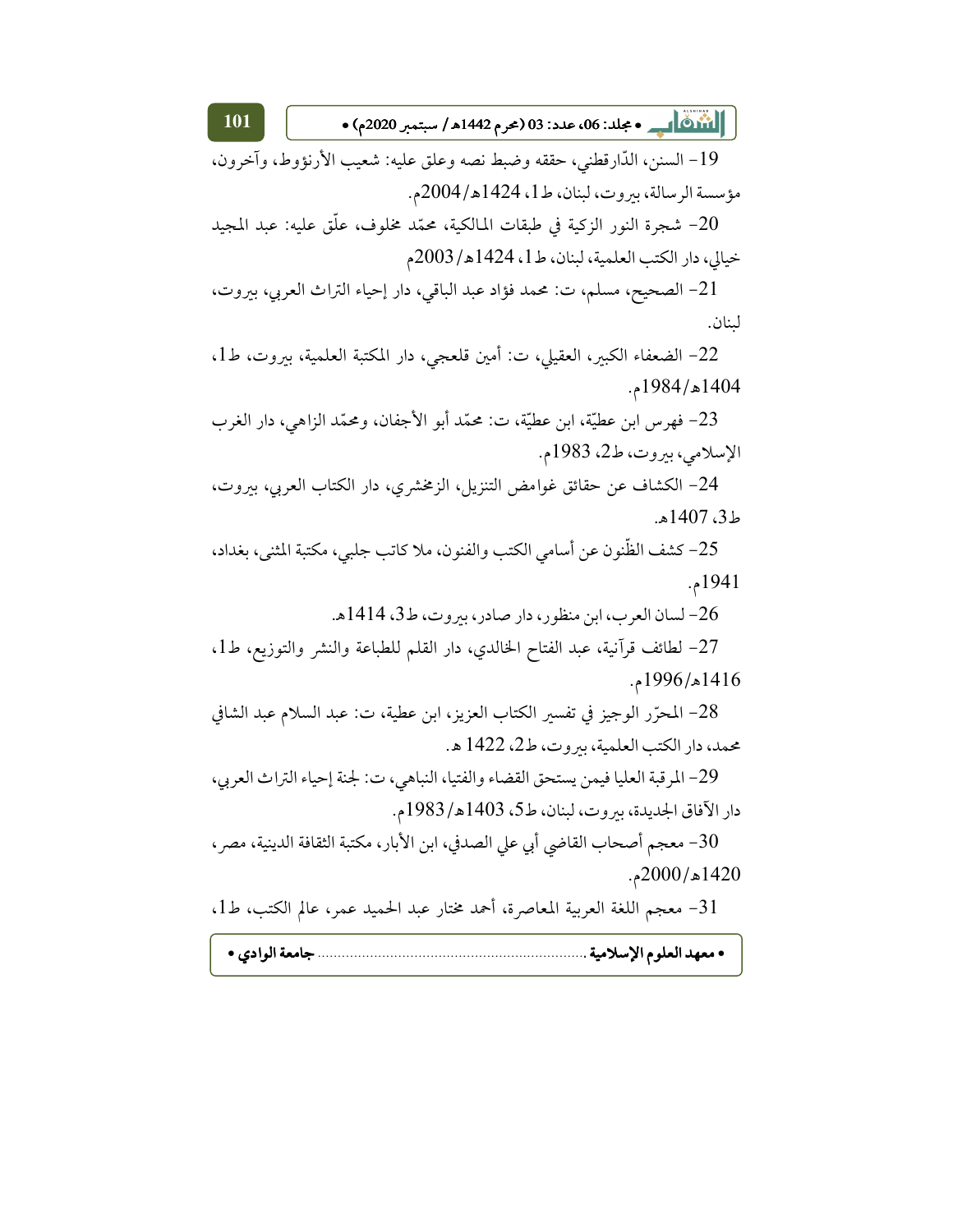19- السنن، الدّارقطني، حققه وضبط نصه وعلق عليه: شعيب الأرنؤوط، وآخرون، مؤسسة الرسالة، بيروت، لبنان، ط1، 1424هـ/2004م.

20- شجرة النور الزكية في طبقات المالكية، محمّد مخلوف، علّق عليه: عبد المجيد خيالي، دار الكتب العلمية، لبنان، ط1، 1424هـ/2003م

21- الصحيح، مسلم، ت: محمد فؤاد عبد الباقي، دار إحياء التراث العربي، بيروت، لبنان.

22- الضعفاء الكبير، العقيلي، ت: أمين قلعجي، دار المكتبة العلمية، بيروت، ط1، 1404هـ/1984م.

23- فهرس ابن عطيّة، ابن عطيّة، ت: محمّد أبو الأجفان، ومحمّد الزاهي، دار الغرب الإسلامي، بيروت، ط2، 1983م.

24- الكشاف عن حقائق غوامض التنزيل، الزمخشري، دار الكتاب العربي، بيروت، ط3، 1407هـ.

25- كشف الظّنون عن أسامي الكتب والفنون، ملا كاتب جلبي، مكتبة المثنى، بغداد، 1941م.

26- لسان العرب، ابن منظور، دار صادر، بيروت، ط3، 1414هـ.

27- لطائف قرآنية، عبد الفتاح الخالدي، دار القلم للطباعة والنشر والتوزيع، ط1، 1416هـ/1996م.

28- المحرّر الوجيز في تفسير الكتاب العزيز، ابن عطية، ت: عبد السلام عبد الشافي محمد، دار الكتب العلمية، بيروت، ط2، 1422 هـ.

29- المرقبة العليا فيمن يستحق القضاء والفتيا، النباهي، ت: لجنة إحياء التراث العربي، دار الآفاق الجديدة، بيروت، لبنان، ط5، 1403هـ/1983م.

30- معجم أصحاب القاضي أبي علي الصدفي، ابن الأبار، مكتبة الثقافة الدينية، مصر، 1420هـ/2000م.

31- معجم اللغة العربية المعاصرة، أحمد مختار عبد الحميد عمر، عالم الكتب، ط1،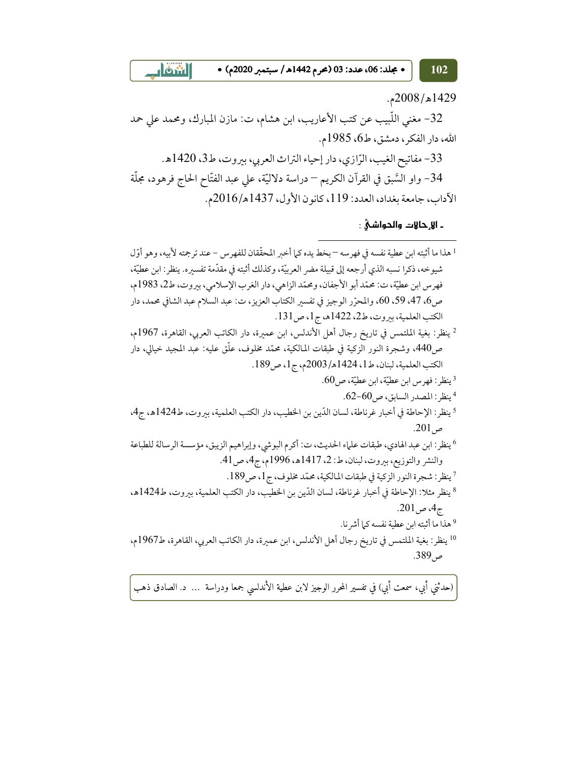1429هـ/2008م.

32- مغني اللّبيب عن كتب الأعاريب، ابن هشام، ت: مازن المبارك، ومحمد علي حمد الله، دار الفكر، دمشق، ط6، 1985م.

33- مفاتيح الغيب، الرّازي، دار إحياء التراث العربي، بيروت، ط3، 1420هـ.

34- واو السَّبق في القرآن الكريم – دراسة دلاليّة، علي عبد الفتّاح الحاج فرهود، مجلّة الآداب، جامعة بغداد، العدد: 119، كانون الأول، 1437هـ/2016م.

**- الإحالات والحواشي:**

---

[1] هذا ما أثبته ابن عطية نفسه في فهرسه – بخط يده كما أخبر المحقّقان للفهرس - عند ترجمته لأبيه، وهو أوّل شيوخه، ذكرا نسبه الذي أرجعه إلى قبيلة مضر العربيّة، وكذلك أثبته في مقدّمة تفسيره. ينظر: ابن عطيّة، فهرس ابن عطيّة، ت: محمّد أبو الأجفان، ومحمّد الزاهي، دار الغرب الإسلامي، بيروت، ط2، 1983م، ص6، 47، 59، 60، والمحرّر الوجيز في تفسير الكتاب العزيز، ت: عبد السلام عبد الشافي محمد، دار الكتب العلمية، بيروت، ط2، 1422هـ ج1، ص131.

[2] ينظر: بغية الملتمس في تاريخ رجال أهل الأندلس، ابن عميرة، دار الكاتب العربي، القاهرة، 1967م، ص440، وشجرة النور الزكية في طبقات المالكية، محمّد مخلوف، علّق عليه: عبد المجيد خيالي، دار الكتب العلمية، لبنان، ط1، 1424هـ/2003م، ج1، ص189.

[3] ينظر: فهرس ابن عطيّة، ابن عطيّة، ص60.

[4] ينظر: المصدر السابق، ص60-62.

[5] ينظر: الإحاطة في أخبار غرناطة، لسان الدّين بن الخطيب، دار الكتب العلمية، بيروت، ط1424هـ، ج4، ص201.

[6] ينظر: ابن عبد الهادي، طبقات علماء الحديث، ت: أكرم البوشي، وإبراهيم الزيبق، مؤسسة الرسالة للطباعة والنشر والتوزيع، بيروت، لبنان، ط: 2، 1417هـ، 1996م، ج4، ص41.

[7] ينظر: شجرة النور الزكية في طبقات المالكية، محمّد مخلوف، ج1، ص189.

[8] ينظر مثلا: الإحاطة في أخبار غرناطة، لسان الدّين بن الخطيب، دار الكتب العلمية، بيروت، ط1424هـ، ج4، ص201.

[9] هذا ما أثبته ابن عطية نفسه كما أشرنا.

[10] ينظر: بغية الملتمس في تاريخ رجال أهل الأندلس، ابن عميرة، دار الكاتب العربي، القاهرة، ط1967م، ص389.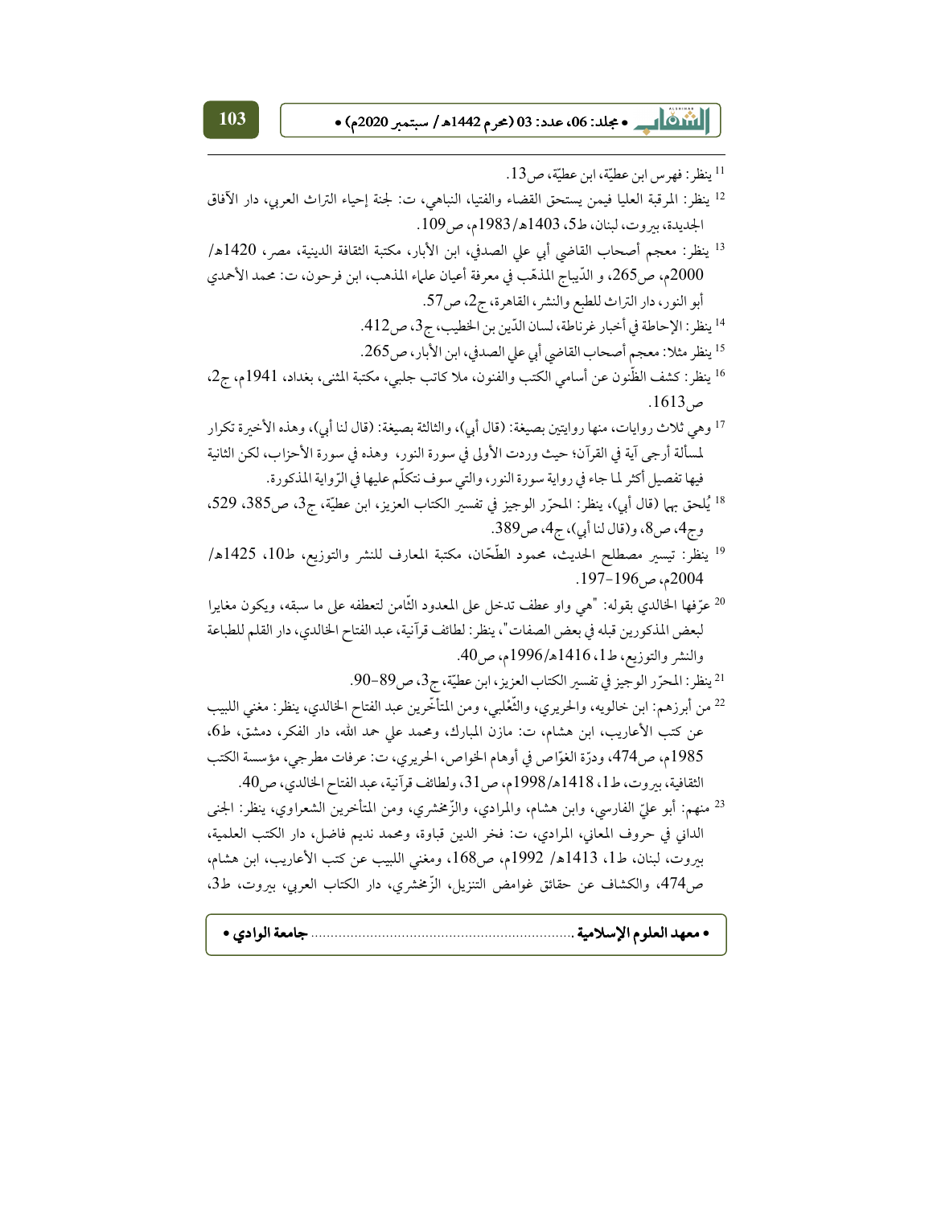[11] ينظر: فهرس ابن عطيّة، ابن عطيّة، ص13.

[12] ينظر: المرقبة العليا فيمن يستحق القضاء والفتيا، النباهي، ت: لجنة إحياء التراث العربي، دار الآفاق الجديدة، بيروت، لبنان، ط5، 1403هـ/1983م، ص109.

[13] ينظر: معجم أصحاب القاضي أبي علي الصدفي، ابن الأبار، مكتبة الثقافة الدينية، مصر، 1420هـ/2000م، ص265، و الدّيباج المذهّب في معرفة أعيان علماء المذهب، ابن فرحون، ت: محمد الأحمدي أبو النور، دار التراث للطبع والنشر، القاهرة، ج2، ص57.

[14] ينظر: الإحاطة في أخبار غرناطة، لسان الدّين بن الخطيب، ج3، ص412.

[15] ينظر مثلا: معجم أصحاب القاضي أبي علي الصدفي، ابن الأبار، ص265.

[16] ينظر: كشف الظّنون عن أسامي الكتب والفنون، ملا كاتب جلبي، مكتبة المثنى، بغداد، 1941م، ج2، ص1613.

[17] وهي ثلاث روايات، منها روايتين بصيغة: (قال أبي)، والثالثة بصيغة: (قال لنا أبي)، وهذه الأخيرة تكرار لمسألة أرجى آية في القرآن؛ حيث وردت الأولى في سورة النور، وهذه في سورة الأحزاب، لكن الثانية فيها تفصيل أكثر لما جاء في رواية سورة النور، والتي سوف نتكلّم عليها في الرّواية المذكورة.

[18] يُلحق بها (قال أبي)، ينظر: المحرّر الوجيز في تفسير الكتاب العزيز، ابن عطيّة، ج3، ص385، 529، وج4، ص8، و(قال لنا أبي)، ج4، ص389.

[19] ينظر: تيسير مصطلح الحديث، محمود الطّحّان، مكتبة المعارف للنشر والتوزيع، ط10، 1425هـ/2004م، ص196-197.

[20] عرّفها الخالدي بقوله: "هي واو عطف تدخل على المعدود الثّامن لتعطفه على ما سبقه، ويكون مغايرا لبعض المذكورين قبله في بعض الصفات"، ينظر: لطائف قرآنية، عبد الفتاح الخالدي، دار القلم للطباعة والنشر والتوزيع، ط1، 1416هـ/1996م، ص40.

[21] ينظر: المحرّر الوجيز في تفسير الكتاب العزيز، ابن عطيّة، ج3، ص89-90.

[22] من أبرزهم: ابن خالويه، والحريري، والثّعلبي، ومن المتأخّرين عبد الفتاح الخالدي، ينظر: مغني اللبيب عن كتب الأعاريب، ابن هشام، ت: مازن المبارك، ومحمد علي حمد الله، دار الفكر، دمشق، ط6، 1985م، ص474، ودرّة الغوّاص في أوهام الخواص، الحريري، ت: عرفات مطرجي، مؤسسة الكتب الثقافية، بيروت، ط1، 1418هـ/1998م، ص31، ولطائف قرآنية، عبد الفتاح الخالدي، ص40.

[23] منهم: أبو عليّ الفارسي، وابن هشام، والمرادي، والزّمخشري، ومن المتأخرين الشعراوي، ينظر: الجنى الداني في حروف المعاني، المرادي، ت: فخر الدين قباوة، ومحمد نديم فاضل، دار الكتب العلمية، بيروت، لبنان، ط1، 1413هـ/ 1992م، ص168، ومغني اللبيب عن كتب الأعاريب، ابن هشام، ص474، والكشاف عن حقائق غوامض التنزيل، الزّمخشري، دار الكتاب العربي، بيروت، ط3،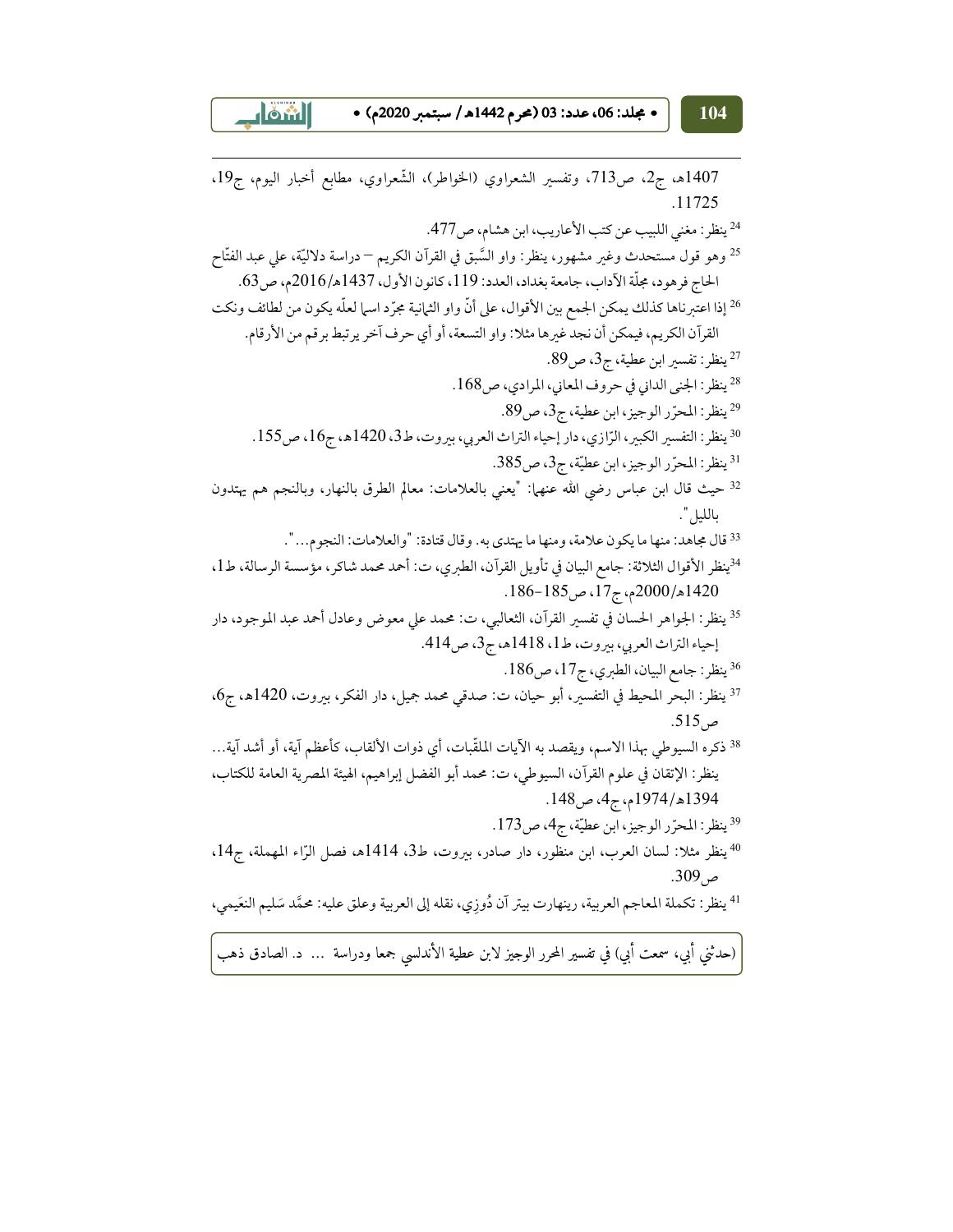1407هـ، ج2، ص713، وتفسير الشعراوي (الخواطر)، الشّعراوي، مطابع أخبار اليوم، ج19، 11725.

[24] ينظر: مغني اللبيب عن كتب الأعاريب، ابن هشام، ص477.

[25] وهو قول مستحدث وغير مشهور، ينظر: واو السَّبق في القرآن الكريم – دراسة دلاليّة، علي عبد الفتّاح الحاج فرهود، مجلّة الآداب، جامعة بغداد، العدد: 119، كانون الأول، 1437هـ/2016م، ص63.

[26] إذا اعتبرناها كذلك يمكن الجمع بين الأقوال، على أنّ واو الثمانية مجرّد اسم لعلّه يكون من لطائف ونكت القرآن الكريم، فيمكن أن نجد غيرها مثلا: واو التسعة، أو أي حرف آخر يرتبط برقم من الأرقام.

[27] ينظر: تفسير ابن عطية، ج3، ص89.

[28] ينظر: الجنى الداني في حروف المعاني، المرادي، ص168.

[29] ينظر: المحرّر الوجيز، ابن عطية، ج3، ص89.

[30] ينظر: التفسير الكبير، الرّازي، دار إحياء التراث العربي، بيروت، ط3، 1420هـ، ج16، ص155.

[31] ينظر: المحرّر الوجيز، ابن عطيّة، ج3، ص385.

[32] حيث قال ابن عباس رضي الله عنهما: "يعني بالعلامات: معالم الطرق بالنهار، وبالنجم هم يهتدون بالليل".

[33] قال مجاهد: منها ما يكون علامة، ومنها ما يهتدى به. وقال قتادة: "والعلامات: النجوم...".

[34] ينظر الأقوال الثلاثة: جامع البيان في تأويل القرآن، الطبري، ت: أحمد محمد شاكر، مؤسسة الرسالة، ط1، 1420هـ/2000م، ج17، ص185-186.

[35] ينظر: الجواهر الحسان في تفسير القرآن، الثعالبي، ت: محمد علي معوض وعادل أحمد عبد الموجود، دار إحياء التراث العربي، بيروت، ط1، 1418هـ، ج3، ص414.

[36] ينظر: جامع البيان، الطبري، ج17، ص186.

[37] ينظر: البحر المحيط في التفسير، أبو حيان، ت: صدقي محمد جميل، دار الفكر، بيروت، 1420هـ، ج6، ص515.

[38] ذكره السيوطي بهذا الاسم، ويقصد به الآيات الملقّبات، أي ذوات الألقاب، كأعظم آية، أو أشد آية... ينظر: الإتقان في علوم القرآن، السيوطي، ت: محمد أبو الفضل إبراهيم، الهيئة المصرية العامة للكتاب، 1394هـ/1974م، ج4، ص148.

[39] ينظر: المحرّر الوجيز، ابن عطيّة، ج4، ص173.

[40] ينظر مثلا: لسان العرب، ابن منظور، دار صادر، بيروت، ط3، 1414هـ، فصل الرّاء المهملة، ج14، ص309.

[41] ينظر: تكملة المعاجم العربية، رينهارت بيتر آن دُوزِي، نقله إلى العربية وعلق عليه: محمَّد سَليم النعَيمي،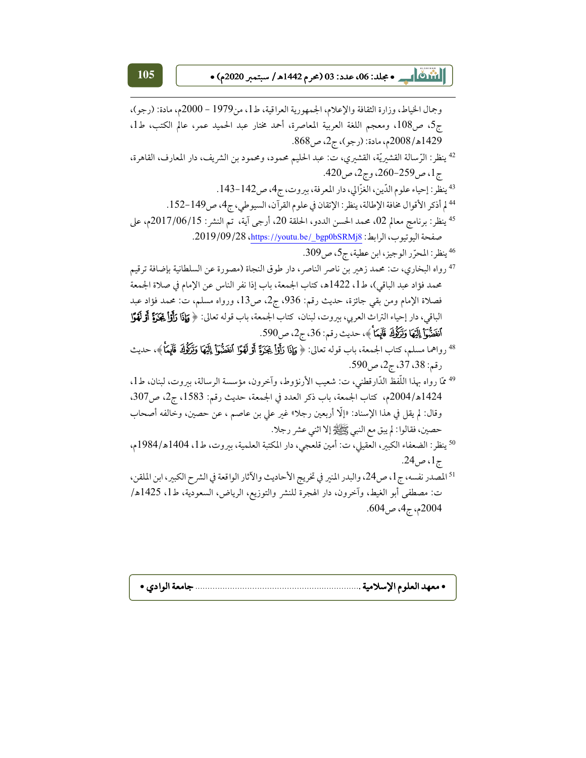وجمال الخياط، وزارة الثقافة والإعلام، الجمهورية العراقية، ط1، من1979 - 2000م، مادة: (رجو)، ج5، ص108، ومعجم اللغة العربية المعاصرة، أحمد مختار عبد الحميد عمر، عالم الكتب، ط1، 1429هـ/2008م، مادة: (رجو)، ج2، ص868.

[42] ينظر: الرّسالة القشيريّة، القشيري، ت: عبد الحليم محمود، ومحمود بن الشريف، دار المعارف، القاهرة، ج1، ص259-260، وج2، ص420.

[43] ينظر: إحياء علوم الدّين، الغزّالي، دار المعرفة، بيروت، ج4، ص142-143.

[44] لم أذكر الأقوال مخافة الإطالة، ينظر: الإتقان في علوم القرآن، السيوطي، ج4، ص149-152.

[45] ينظر: برنامج معالم 02، محمد الحسن الددو، الحلقة 20، أرجى آية، تم النشر: 2017/06/15م، على صفحة اليوتيوب، الرابط: https://youtu.be/_bgp0bSRMj8، 2019/09/28.

[46] ينظر: المحرّر الوجيز، ابن عطية، ج5، ص309.

[47] رواه البخاري، ت: محمد زهير بن ناصر الناصر، دار طوق النجاة (مصورة عن السلطانية بإضافة ترقيم محمد فؤاد عبد الباقي)، ط1، 1422هـ، كتاب الجمعة، باب إذا نفر الناس عن الإمام في صلاة الجمعة فصلاة الإمام ومن بقي جائزة، حديث رقم: 936، ج2، ص13، ورواه مسلم، ت: محمد فؤاد عبد الباقي، دار إحياء التراث العربي، بيروت، لبنان، كتاب الجمعة، باب قوله تعالى: ﴿وَإِذَا رَأَوْا تِجَارَةً أَوْ لَهْوًا انفَضُّوا إِلَيْهَا وَتَرَكُوكَ قَائِمًا﴾، حديث رقم: 36، ج2، ص590.

[48] رواهما مسلم، كتاب الجمعة، باب قوله تعالى: ﴿وَإِذَا رَأَوْا تِجَارَةً أَوْ لَهْوًا انفَضُّوا إِلَيْهَا وَتَرَكُوكَ قَائِمًا﴾، حديث رقم: 38، 37، ج2، ص590.

[49] ممّا رواه بهذا اللّفظ الدّارقطني، ت: شعيب الأرنؤوط، وآخرون، مؤسسة الرسالة، بيروت، لبنان، ط1، 1424هـ/2004م، كتاب الجمعة، باب ذكر العدد في الجمعة، حديث رقم: 1583، ج2، ص307، وقال: لم يقل في هذا الإسناد: «إلّا أربعين رجلا» غير علي بن عاصم ، عن حصين، وخالفه أصحاب حصين، فقالوا: لم يبق مع النبي ﷺ إلا اثني عشر رجلا.

[50] ينظر: الضعفاء الكبير، العقيلي، ت: أمين قلعجي، دار المكتبة العلمية، بيروت، ط1، 1404هـ/1984م، ج1، ص24.

[51] المصدر نفسه، ج1، ص24، والبدر المنير في تخريج الأحاديث والآثار الواقعة في الشرح الكبير، ابن الملقن، ت: مصطفى أبو الغيط، وآخرون، دار الهجرة للنشر والتوزيع، الرياض، السعودية، ط1، 1425هـ/ 2004م، ج4، ص604.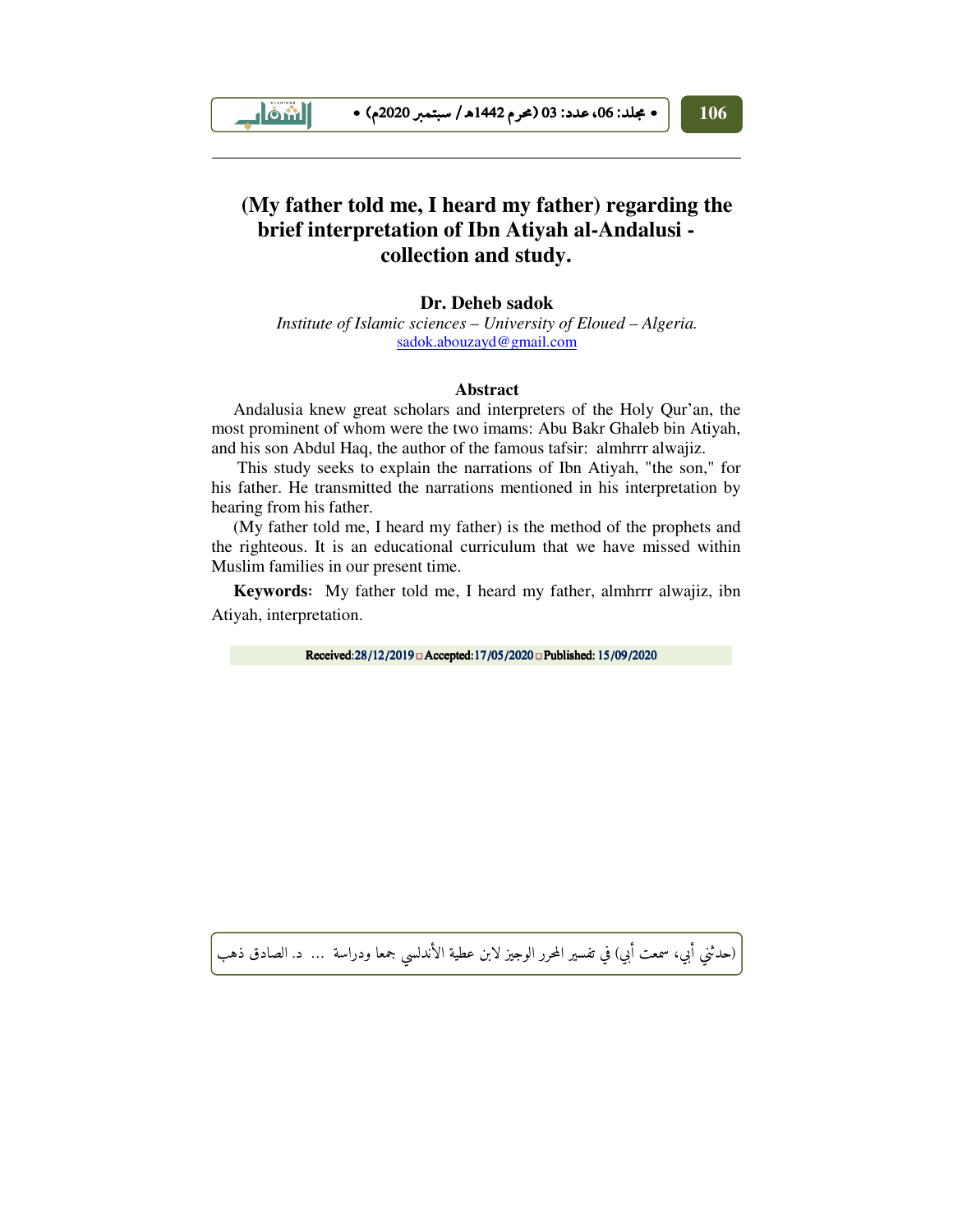# (My father told me, I heard my father) regarding the brief interpretation of Ibn Atiyah al-Andalusi - collection and study.

**Dr. Deheb sadok**

*Institute of Islamic sciences – University of Eloued – Algeria.*

sadok.abouzayd@gmail.com

### Abstract

Andalusia knew great scholars and interpreters of the Holy Qur'an, the most prominent of whom were the two imams: Abu Bakr Ghaleb bin Atiyah, and his son Abdul Haq, the author of the famous tafsir: almhrrr alwajiz.

This study seeks to explain the narrations of Ibn Atiyah, "the son," for his father. He transmitted the narrations mentioned in his interpretation by hearing from his father.

(My father told me, I heard my father) is the method of the prophets and the righteous. It is an educational curriculum that we have missed within Muslim families in our present time.

**Keywords:** My father told me, I heard my father, almhrrr alwajiz, ibn Atiyah, interpretation.

**Received**:28/12/2019 **Accepted**:17/05/2020 **Published**: 15/09/2020